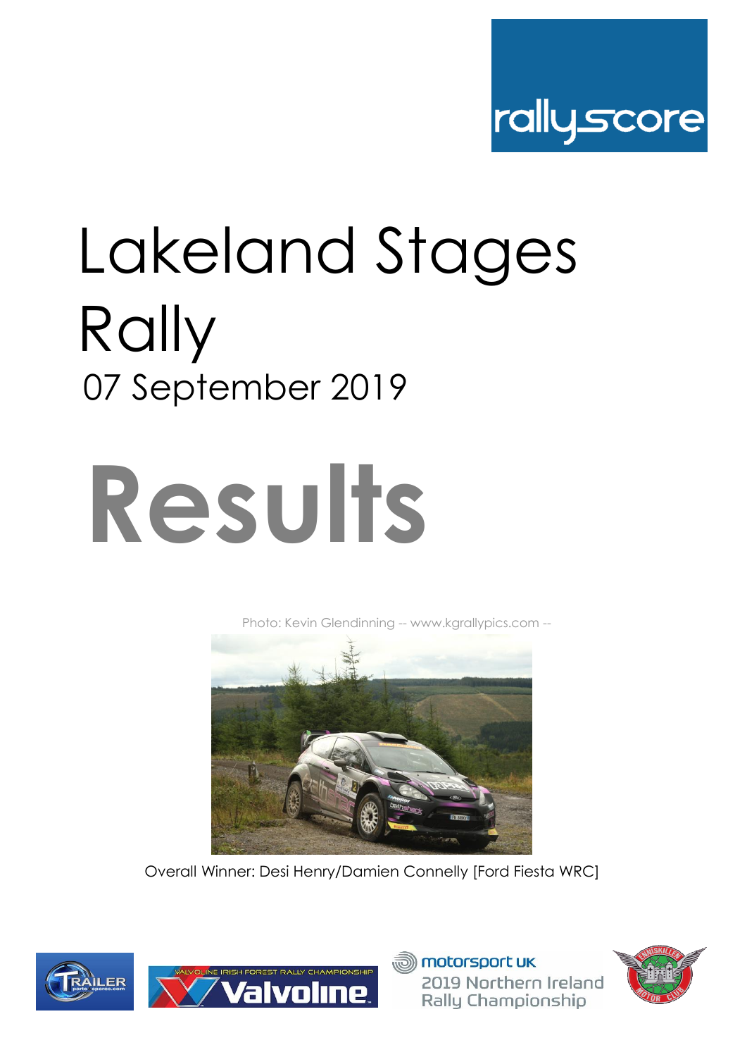rallyscore

# Lakeland Stages Rally

07 September 2019

# Results

Photo: Kevin Glendinning -- www.kgrallypics.com --

Overall Winner: Desi Henry/Damien Connelly [Ford Fiesta WRC]

Valvoline Irish Forest Rally Championship

motorsport UK 2019 Northern Ireland Rally Championship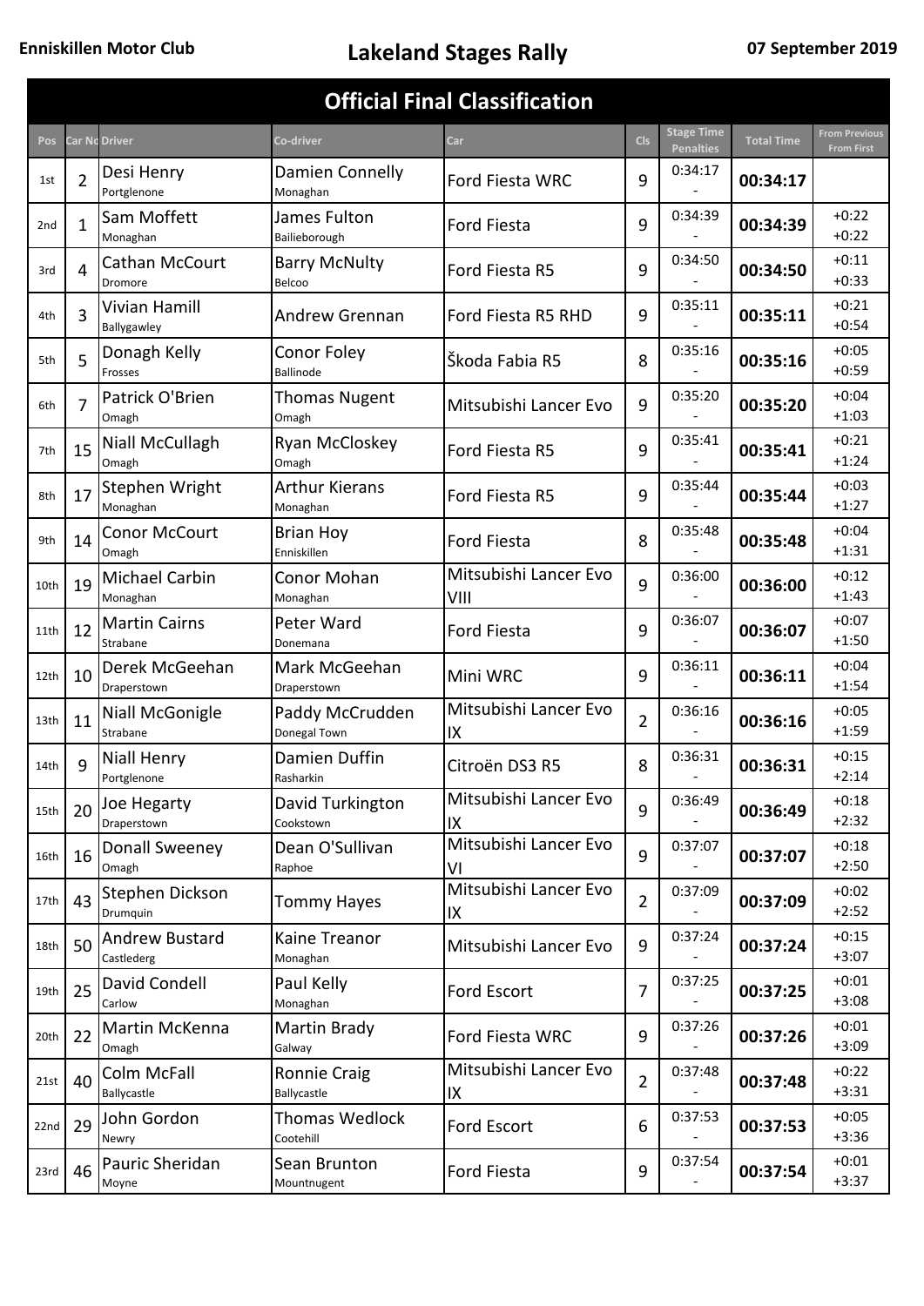**Enniskillen Motor Club** | **Lakeland Stages Rally** | **07 September 2019**

# Official Final Classification

| Pos | Car No | Driver | Co-driver | Car | Cls | Stage Time Penalties | Total Time | From Previous From First |
|---|---|---|---|---|---|---|---|---|
| 1st | 2 | Desi Henry Portglenone | Damien Connelly Monaghan | Ford Fiesta WRC | 9 | 0:34:17 - | **00:34:17** | |
| 2nd | 1 | Sam Moffett Monaghan | James Fulton Bailieborough | Ford Fiesta | 9 | 0:34:39 - | **00:34:39** | +0:22 +0:22 |
| 3rd | 4 | Cathan McCourt Dromore | Barry McNulty Belcoo | Ford Fiesta R5 | 9 | 0:34:50 - | **00:34:50** | +0:11 +0:33 |
| 4th | 3 | Vivian Hamill Ballygawley | Andrew Grennan | Ford Fiesta R5 RHD | 9 | 0:35:11 - | **00:35:11** | +0:21 +0:54 |
| 5th | 5 | Donagh Kelly Frosses | Conor Foley Ballinode | Škoda Fabia R5 | 8 | 0:35:16 - | **00:35:16** | +0:05 +0:59 |
| 6th | 7 | Patrick O'Brien Omagh | Thomas Nugent Omagh | Mitsubishi Lancer Evo | 9 | 0:35:20 - | **00:35:20** | +0:04 +1:03 |
| 7th | 15 | Niall McCullagh Omagh | Ryan McCloskey Omagh | Ford Fiesta R5 | 9 | 0:35:41 - | **00:35:41** | +0:21 +1:24 |
| 8th | 17 | Stephen Wright Monaghan | Arthur Kierans Monaghan | Ford Fiesta R5 | 9 | 0:35:44 - | **00:35:44** | +0:03 +1:27 |
| 9th | 14 | Conor McCourt Omagh | Brian Hoy Enniskillen | Ford Fiesta | 8 | 0:35:48 - | **00:35:48** | +0:04 +1:31 |
| 10th | 19 | Michael Carbin Monaghan | Conor Mohan Monaghan | Mitsubishi Lancer Evo VIII | 9 | 0:36:00 - | **00:36:00** | +0:12 +1:43 |
| 11th | 12 | Martin Cairns Strabane | Peter Ward Donemana | Ford Fiesta | 9 | 0:36:07 - | **00:36:07** | +0:07 +1:50 |
| 12th | 10 | Derek McGeehan Draperstown | Mark McGeehan Draperstown | Mini WRC | 9 | 0:36:11 - | **00:36:11** | +0:04 +1:54 |
| 13th | 11 | Niall McGonigle Strabane | Paddy McCrudden Donegal Town | Mitsubishi Lancer Evo IX | 2 | 0:36:16 - | **00:36:16** | +0:05 +1:59 |
| 14th | 9 | Niall Henry Portglenone | Damien Duffin Rasharkin | Citroën DS3 R5 | 8 | 0:36:31 - | **00:36:31** | +0:15 +2:14 |
| 15th | 20 | Joe Hegarty Draperstown | David Turkington Cookstown | Mitsubishi Lancer Evo IX | 9 | 0:36:49 - | **00:36:49** | +0:18 +2:32 |
| 16th | 16 | Donall Sweeney Omagh | Dean O'Sullivan Raphoe | Mitsubishi Lancer Evo VI | 9 | 0:37:07 - | **00:37:07** | +0:18 +2:50 |
| 17th | 43 | Stephen Dickson Drumquin | Tommy Hayes | Mitsubishi Lancer Evo IX | 2 | 0:37:09 - | **00:37:09** | +0:02 +2:52 |
| 18th | 50 | Andrew Bustard Castlederg | Kaine Treanor Monaghan | Mitsubishi Lancer Evo | 9 | 0:37:24 - | **00:37:24** | +0:15 +3:07 |
| 19th | 25 | David Condell Carlow | Paul Kelly Monaghan | Ford Escort | 7 | 0:37:25 - | **00:37:25** | +0:01 +3:08 |
| 20th | 22 | Martin McKenna Omagh | Martin Brady Galway | Ford Fiesta WRC | 9 | 0:37:26 - | **00:37:26** | +0:01 +3:09 |
| 21st | 40 | Colm McFall Ballycastle | Ronnie Craig Ballycastle | Mitsubishi Lancer Evo IX | 2 | 0:37:48 - | **00:37:48** | +0:22 +3:31 |
| 22nd | 29 | John Gordon Newry | Thomas Wedlock Cootehill | Ford Escort | 6 | 0:37:53 - | **00:37:53** | +0:05 +3:36 |
| 23rd | 46 | Pauric Sheridan Moyne | Sean Brunton Mountnugent | Ford Fiesta | 9 | 0:37:54 - | **00:37:54** | +0:01 +3:37 |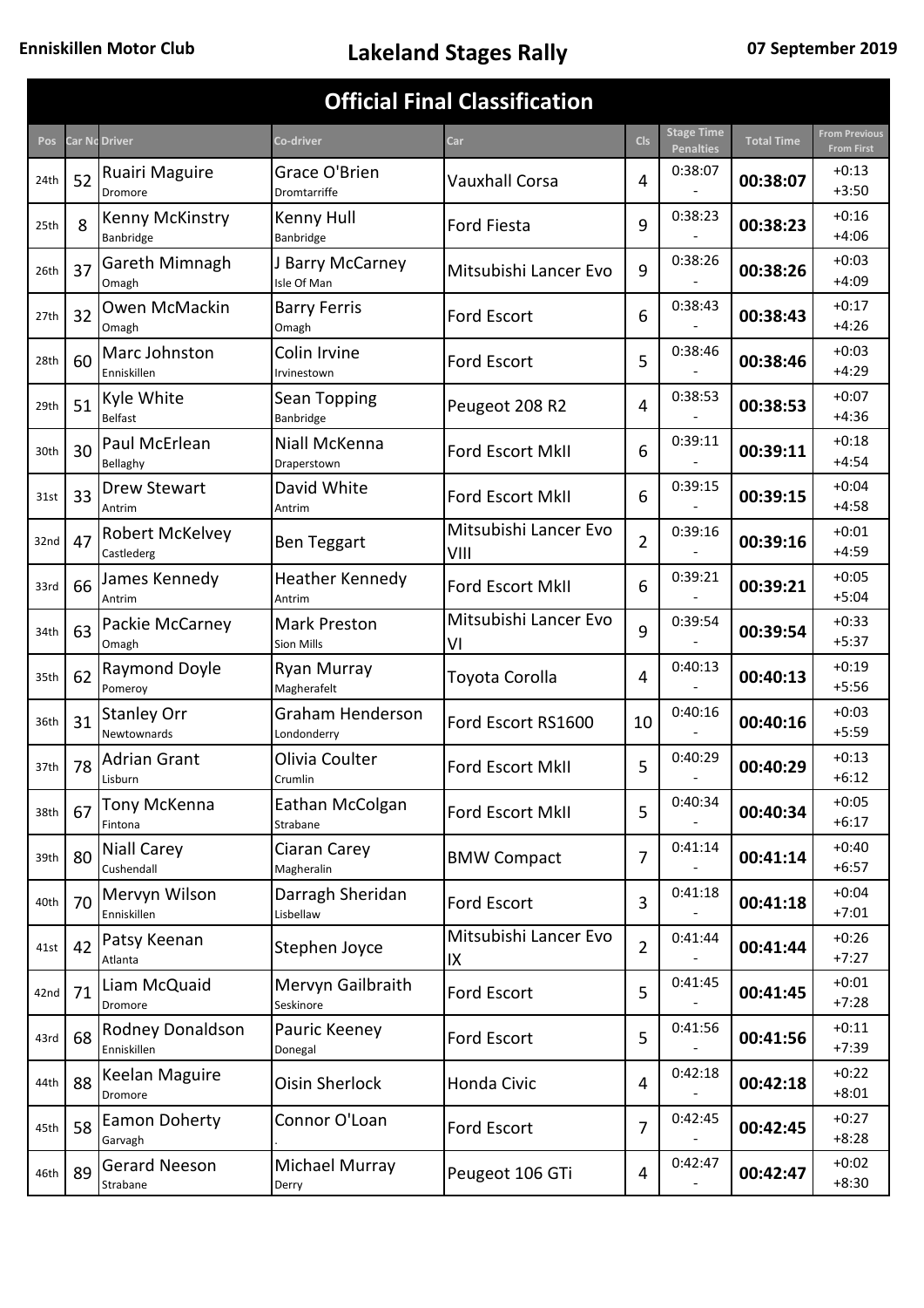**Enniskillen Motor Club** | **Lakeland Stages Rally** | **07 September 2019**

## Official Final Classification

| Pos | Car No | Driver | Co-driver | Car | Cls | Stage Time Penalties | Total Time | From Previous From First |
|---|---|---|---|---|---|---|---|---|
| 24th | 52 | Ruairi Maguire<br>Dromore | Grace O'Brien<br>Dromtarriffe | Vauxhall Corsa | 4 | 0:38:07<br>- | **00:38:07** | +0:13<br>+3:50 |
| 25th | 8 | Kenny McKinstry<br>Banbridge | Kenny Hull<br>Banbridge | Ford Fiesta | 9 | 0:38:23<br>- | **00:38:23** | +0:16<br>+4:06 |
| 26th | 37 | Gareth Mimnagh<br>Omagh | J Barry McCarney<br>Isle Of Man | Mitsubishi Lancer Evo | 9 | 0:38:26<br>- | **00:38:26** | +0:03<br>+4:09 |
| 27th | 32 | Owen McMackin<br>Omagh | Barry Ferris<br>Omagh | Ford Escort | 6 | 0:38:43<br>- | **00:38:43** | +0:17<br>+4:26 |
| 28th | 60 | Marc Johnston<br>Enniskillen | Colin Irvine<br>Irvinestown | Ford Escort | 5 | 0:38:46<br>- | **00:38:46** | +0:03<br>+4:29 |
| 29th | 51 | Kyle White<br>Belfast | Sean Topping<br>Banbridge | Peugeot 208 R2 | 4 | 0:38:53<br>- | **00:38:53** | +0:07<br>+4:36 |
| 30th | 30 | Paul McErlean<br>Bellaghy | Niall McKenna<br>Draperstown | Ford Escort MkII | 6 | 0:39:11<br>- | **00:39:11** | +0:18<br>+4:54 |
| 31st | 33 | Drew Stewart<br>Antrim | David White<br>Antrim | Ford Escort MkII | 6 | 0:39:15<br>- | **00:39:15** | +0:04<br>+4:58 |
| 32nd | 47 | Robert McKelvey<br>Castlederg | Ben Teggart | Mitsubishi Lancer Evo VIII | 2 | 0:39:16<br>- | **00:39:16** | +0:01<br>+4:59 |
| 33rd | 66 | James Kennedy<br>Antrim | Heather Kennedy<br>Antrim | Ford Escort MkII | 6 | 0:39:21<br>- | **00:39:21** | +0:05<br>+5:04 |
| 34th | 63 | Packie McCarney<br>Omagh | Mark Preston<br>Sion Mills | Mitsubishi Lancer Evo VI | 9 | 0:39:54<br>- | **00:39:54** | +0:33<br>+5:37 |
| 35th | 62 | Raymond Doyle<br>Pomeroy | Ryan Murray<br>Magherafelt | Toyota Corolla | 4 | 0:40:13<br>- | **00:40:13** | +0:19<br>+5:56 |
| 36th | 31 | Stanley Orr<br>Newtownards | Graham Henderson<br>Londonderry | Ford Escort RS1600 | 10 | 0:40:16<br>- | **00:40:16** | +0:03<br>+5:59 |
| 37th | 78 | Adrian Grant<br>Lisburn | Olivia Coulter<br>Crumlin | Ford Escort MkII | 5 | 0:40:29<br>- | **00:40:29** | +0:13<br>+6:12 |
| 38th | 67 | Tony McKenna<br>Fintona | Eathan McColgan<br>Strabane | Ford Escort MkII | 5 | 0:40:34<br>- | **00:40:34** | +0:05<br>+6:17 |
| 39th | 80 | Niall Carey<br>Cushendall | Ciaran Carey<br>Magheralin | BMW Compact | 7 | 0:41:14<br>- | **00:41:14** | +0:40<br>+6:57 |
| 40th | 70 | Mervyn Wilson<br>Enniskillen | Darragh Sheridan<br>Lisbellaw | Ford Escort | 3 | 0:41:18<br>- | **00:41:18** | +0:04<br>+7:01 |
| 41st | 42 | Patsy Keenan<br>Atlanta | Stephen Joyce | Mitsubishi Lancer Evo IX | 2 | 0:41:44<br>- | **00:41:44** | +0:26<br>+7:27 |
| 42nd | 71 | Liam McQuaid<br>Dromore | Mervyn Gailbraith<br>Seskinore | Ford Escort | 5 | 0:41:45<br>- | **00:41:45** | +0:01<br>+7:28 |
| 43rd | 68 | Rodney Donaldson<br>Enniskillen | Pauric Keeney<br>Donegal | Ford Escort | 5 | 0:41:56<br>- | **00:41:56** | +0:11<br>+7:39 |
| 44th | 88 | Keelan Maguire<br>Dromore | Oisin Sherlock | Honda Civic | 4 | 0:42:18<br>- | **00:42:18** | +0:22<br>+8:01 |
| 45th | 58 | Eamon Doherty<br>Garvagh | Connor O'Loan<br>. | Ford Escort | 7 | 0:42:45<br>- | **00:42:45** | +0:27<br>+8:28 |
| 46th | 89 | Gerard Neeson<br>Strabane | Michael Murray<br>Derry | Peugeot 106 GTi | 4 | 0:42:47<br>- | **00:42:47** | +0:02<br>+8:30 |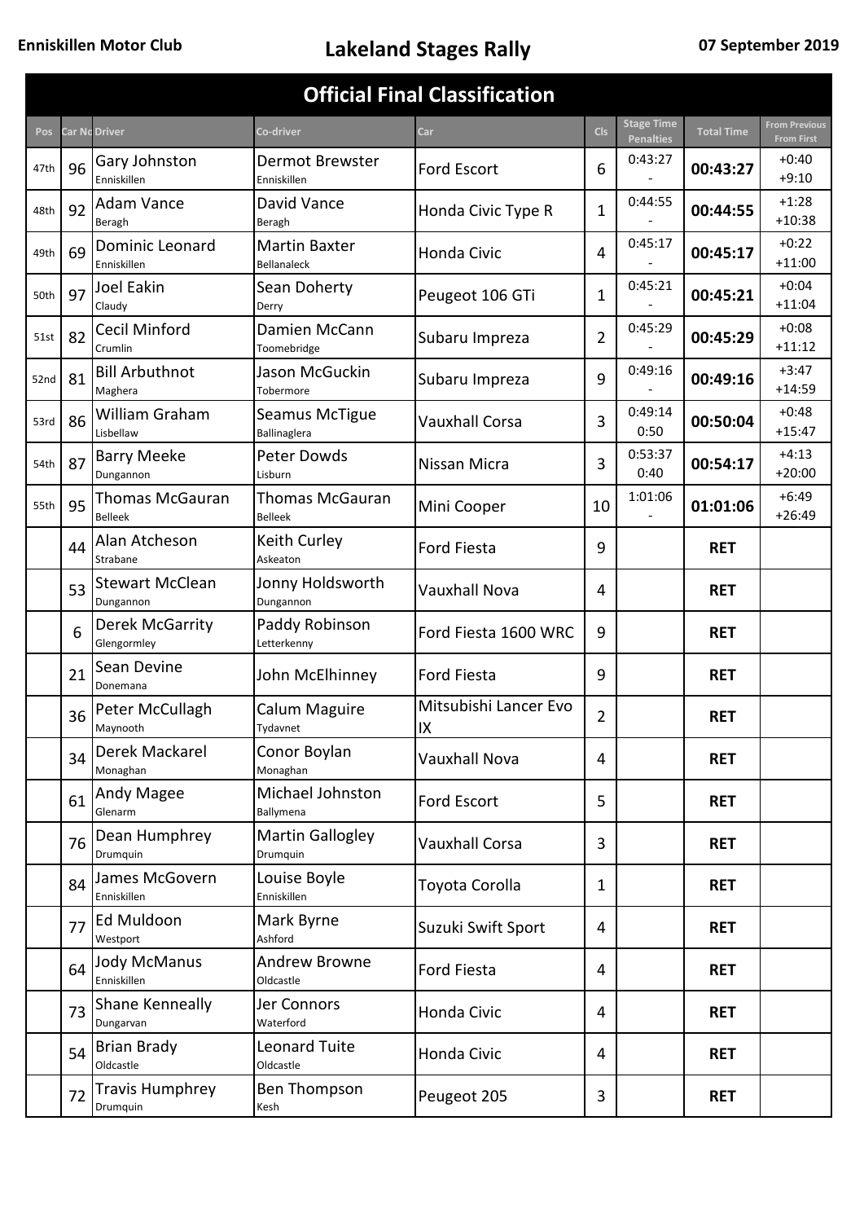**Enniskillen Motor Club**

# Lakeland Stages Rally

**07 September 2019**

## Official Final Classification

| Pos | Car No | Driver | Co-driver | Car | Cls | Stage Time Penalties | Total Time | From Previous From First |
|---|---|---|---|---|---|---|---|---|
| 47th | 96 | Gary Johnston<br>Enniskillen | Dermot Brewster<br>Enniskillen | Ford Escort | 6 | 0:43:27<br>- | **00:43:27** | +0:40<br>+9:10 |
| 48th | 92 | Adam Vance<br>Beragh | David Vance<br>Beragh | Honda Civic Type R | 1 | 0:44:55<br>- | **00:44:55** | +1:28<br>+10:38 |
| 49th | 69 | Dominic Leonard<br>Enniskillen | Martin Baxter<br>Bellanaleck | Honda Civic | 4 | 0:45:17<br>- | **00:45:17** | +0:22<br>+11:00 |
| 50th | 97 | Joel Eakin<br>Claudy | Sean Doherty<br>Derry | Peugeot 106 GTi | 1 | 0:45:21<br>- | **00:45:21** | +0:04<br>+11:04 |
| 51st | 82 | Cecil Minford<br>Crumlin | Damien McCann<br>Toomebridge | Subaru Impreza | 2 | 0:45:29<br>- | **00:45:29** | +0:08<br>+11:12 |
| 52nd | 81 | Bill Arbuthnot<br>Maghera | Jason McGuckin<br>Tobermore | Subaru Impreza | 9 | 0:49:16<br>- | **00:49:16** | +3:47<br>+14:59 |
| 53rd | 86 | William Graham<br>Lisbellaw | Seamus McTigue<br>Ballinaglera | Vauxhall Corsa | 3 | 0:49:14<br>0:50 | **00:50:04** | +0:48<br>+15:47 |
| 54th | 87 | Barry Meeke<br>Dungannon | Peter Dowds<br>Lisburn | Nissan Micra | 3 | 0:53:37<br>0:40 | **00:54:17** | +4:13<br>+20:00 |
| 55th | 95 | Thomas McGauran<br>Belleek | Thomas McGauran<br>Belleek | Mini Cooper | 10 | 1:01:06<br>- | **01:01:06** | +6:49<br>+26:49 |
| | 44 | Alan Atcheson<br>Strabane | Keith Curley<br>Askeaton | Ford Fiesta | 9 | | **RET** | |
| | 53 | Stewart McClean<br>Dungannon | Jonny Holdsworth<br>Dungannon | Vauxhall Nova | 4 | | **RET** | |
| | 6 | Derek McGarrity<br>Glengormley | Paddy Robinson<br>Letterkenny | Ford Fiesta 1600 WRC | 9 | | **RET** | |
| | 21 | Sean Devine<br>Donemana | John McElhinney | Ford Fiesta | 9 | | **RET** | |
| | 36 | Peter McCullagh<br>Maynooth | Calum Maguire<br>Tydavnet | Mitsubishi Lancer Evo IX | 2 | | **RET** | |
| | 34 | Derek Mackarel<br>Monaghan | Conor Boylan<br>Monaghan | Vauxhall Nova | 4 | | **RET** | |
| | 61 | Andy Magee<br>Glenarm | Michael Johnston<br>Ballymena | Ford Escort | 5 | | **RET** | |
| | 76 | Dean Humphrey<br>Drumquin | Martin Gallogley<br>Drumquin | Vauxhall Corsa | 3 | | **RET** | |
| | 84 | James McGovern<br>Enniskillen | Louise Boyle<br>Enniskillen | Toyota Corolla | 1 | | **RET** | |
| | 77 | Ed Muldoon<br>Westport | Mark Byrne<br>Ashford | Suzuki Swift Sport | 4 | | **RET** | |
| | 64 | Jody McManus<br>Enniskillen | Andrew Browne<br>Oldcastle | Ford Fiesta | 4 | | **RET** | |
| | 73 | Shane Kenneally<br>Dungarvan | Jer Connors<br>Waterford | Honda Civic | 4 | | **RET** | |
| | 54 | Brian Brady<br>Oldcastle | Leonard Tuite<br>Oldcastle | Honda Civic | 4 | | **RET** | |
| | 72 | Travis Humphrey<br>Drumquin | Ben Thompson<br>Kesh | Peugeot 205 | 3 | | **RET** | |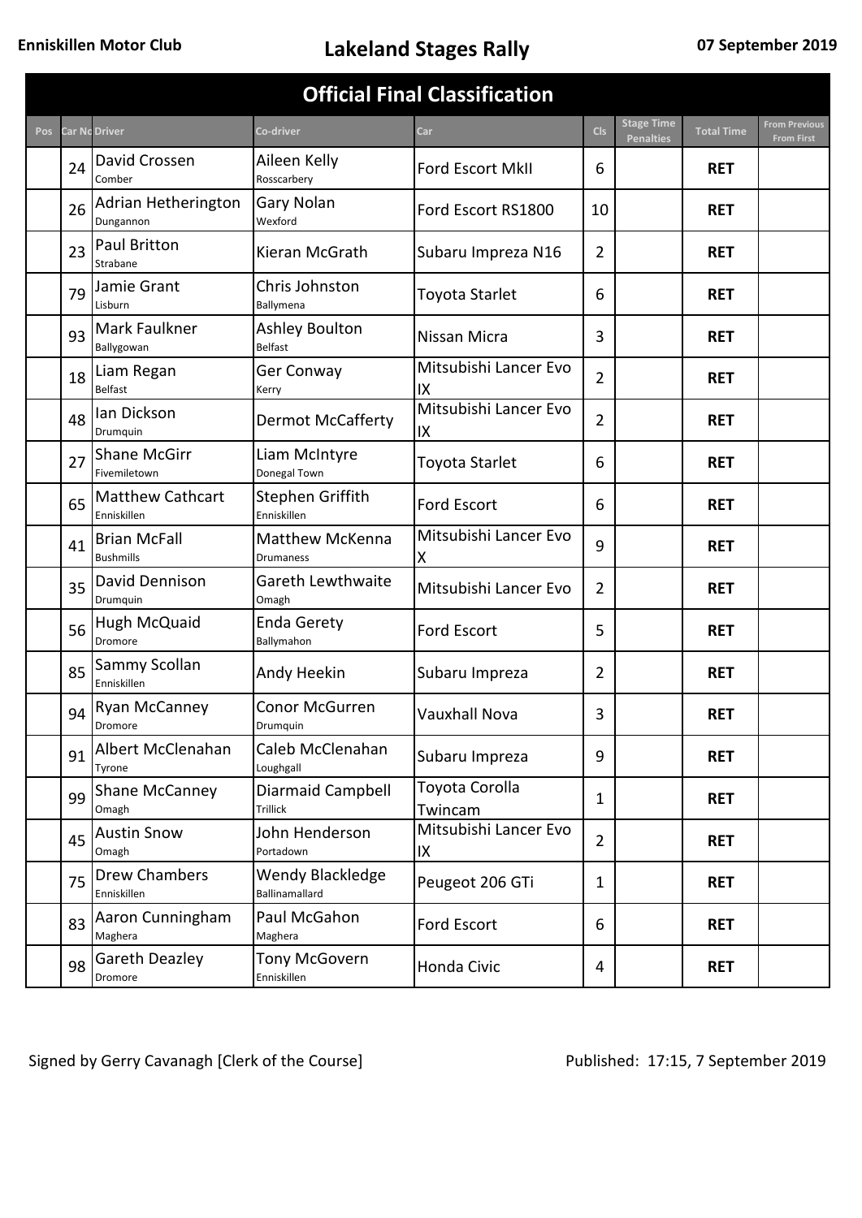**Enniskillen Motor Club**

# Lakeland Stages Rally

**07 September 2019**

## Official Final Classification

| Pos | Car No | Driver | Co-driver | Car | Cls | Stage Time Penalties | Total Time | From Previous From First |
|---|---|---|---|---|---|---|---|---|
| | 24 | David Crossen<br>Comber | Aileen Kelly<br>Rosscarbery | Ford Escort MkII | 6 | | **RET** | |
| | 26 | Adrian Hetherington<br>Dungannon | Gary Nolan<br>Wexford | Ford Escort RS1800 | 10 | | **RET** | |
| | 23 | Paul Britton<br>Strabane | Kieran McGrath | Subaru Impreza N16 | 2 | | **RET** | |
| | 79 | Jamie Grant<br>Lisburn | Chris Johnston<br>Ballymena | Toyota Starlet | 6 | | **RET** | |
| | 93 | Mark Faulkner<br>Ballygowan | Ashley Boulton<br>Belfast | Nissan Micra | 3 | | **RET** | |
| | 18 | Liam Regan<br>Belfast | Ger Conway<br>Kerry | Mitsubishi Lancer Evo IX | 2 | | **RET** | |
| | 48 | Ian Dickson<br>Drumquin | Dermot McCafferty | Mitsubishi Lancer Evo IX | 2 | | **RET** | |
| | 27 | Shane McGirr<br>Fivemiletown | Liam McIntyre<br>Donegal Town | Toyota Starlet | 6 | | **RET** | |
| | 65 | Matthew Cathcart<br>Enniskillen | Stephen Griffith<br>Enniskillen | Ford Escort | 6 | | **RET** | |
| | 41 | Brian McFall<br>Bushmills | Matthew McKenna<br>Drumaness | Mitsubishi Lancer Evo X | 9 | | **RET** | |
| | 35 | David Dennison<br>Drumquin | Gareth Lewthwaite<br>Omagh | Mitsubishi Lancer Evo | 2 | | **RET** | |
| | 56 | Hugh McQuaid<br>Dromore | Enda Gerety<br>Ballymahon | Ford Escort | 5 | | **RET** | |
| | 85 | Sammy Scollan<br>Enniskillen | Andy Heekin | Subaru Impreza | 2 | | **RET** | |
| | 94 | Ryan McCanney<br>Dromore | Conor McGurren<br>Drumquin | Vauxhall Nova | 3 | | **RET** | |
| | 91 | Albert McClenahan<br>Tyrone | Caleb McClenahan<br>Loughgall | Subaru Impreza | 9 | | **RET** | |
| | 99 | Shane McCanney<br>Omagh | Diarmaid Campbell<br>Trillick | Toyota Corolla Twincam | 1 | | **RET** | |
| | 45 | Austin Snow<br>Omagh | John Henderson<br>Portadown | Mitsubishi Lancer Evo IX | 2 | | **RET** | |
| | 75 | Drew Chambers<br>Enniskillen | Wendy Blackledge<br>Ballinamallard | Peugeot 206 GTi | 1 | | **RET** | |
| | 83 | Aaron Cunningham<br>Maghera | Paul McGahon<br>Maghera | Ford Escort | 6 | | **RET** | |
| | 98 | Gareth Deazley<br>Dromore | Tony McGovern<br>Enniskillen | Honda Civic | 4 | | **RET** | |

Signed by Gerry Cavanagh [Clerk of the Course]

Published: 17:15, 7 September 2019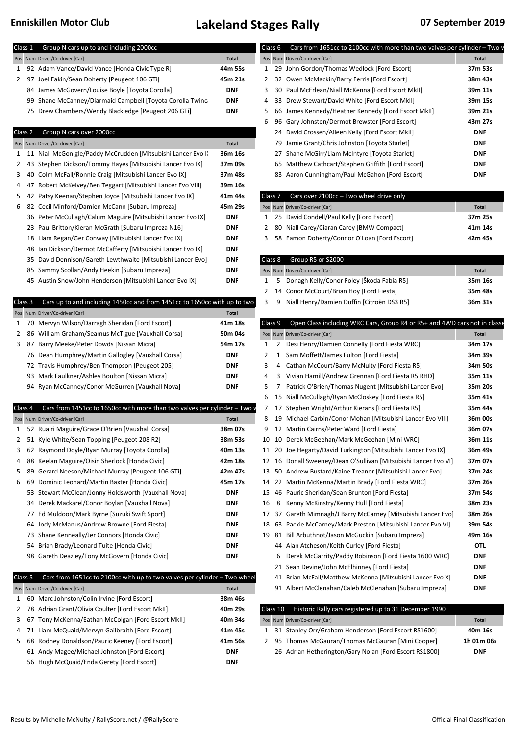# Enniskillen Motor Club — Lakeland Stages Rally — 07 September 2019

## Class 1 Group N cars up to and including 2000cc

| Pos | Num | Driver/Co-driver [Car] | Total |
|---|---|---|---|
| 1 | 92 | Adam Vance/David Vance [Honda Civic Type R] | 44m 55s |
| 2 | 97 | Joel Eakin/Sean Doherty [Peugeot 106 GTi] | 45m 21s |
| | 84 | James McGovern/Louise Boyle [Toyota Corolla] | DNF |
| | 99 | Shane McCanney/Diarmaid Campbell [Toyota Corolla Twinc | DNF |
| | 75 | Drew Chambers/Wendy Blackledge [Peugeot 206 GTi] | DNF |

## Class 2 Group N cars over 2000cc

| Pos | Num | Driver/Co-driver [Car] | Total |
|---|---|---|---|
| 1 | 11 | Niall McGonigle/Paddy McCrudden [Mitsubishi Lancer Evo I | 36m 16s |
| 2 | 43 | Stephen Dickson/Tommy Hayes [Mitsubishi Lancer Evo IX] | 37m 09s |
| 3 | 40 | Colm McFall/Ronnie Craig [Mitsubishi Lancer Evo IX] | 37m 48s |
| 4 | 47 | Robert McKelvey/Ben Teggart [Mitsubishi Lancer Evo VIII] | 39m 16s |
| 5 | 42 | Patsy Keenan/Stephen Joyce [Mitsubishi Lancer Evo IX] | 41m 44s |
| 6 | 82 | Cecil Minford/Damien McCann [Subaru Impreza] | 45m 29s |
| | 36 | Peter McCullagh/Calum Maguire [Mitsubishi Lancer Evo IX] | DNF |
| | 23 | Paul Britton/Kieran McGrath [Subaru Impreza N16] | DNF |
| | 18 | Liam Regan/Ger Conway [Mitsubishi Lancer Evo IX] | DNF |
| | 48 | Ian Dickson/Dermot McCafferty [Mitsubishi Lancer Evo IX] | DNF |
| | 35 | David Dennison/Gareth Lewthwaite [Mitsubishi Lancer Evo] | DNF |
| | 85 | Sammy Scollan/Andy Heekin [Subaru Impreza] | DNF |
| | 45 | Austin Snow/John Henderson [Mitsubishi Lancer Evo IX] | DNF |

## Class 3 Cars up to and including 1450cc and from 1451cc to 1650cc with up to two

| Pos | Num | Driver/Co-driver [Car] | Total |
|---|---|---|---|
| 1 | 70 | Mervyn Wilson/Darragh Sheridan [Ford Escort] | 41m 18s |
| 2 | 86 | William Graham/Seamus McTigue [Vauxhall Corsa] | 50m 04s |
| 3 | 87 | Barry Meeke/Peter Dowds [Nissan Micra] | 54m 17s |
| | 76 | Dean Humphrey/Martin Gallogley [Vauxhall Corsa] | DNF |
| | 72 | Travis Humphrey/Ben Thompson [Peugeot 205] | DNF |
| | 93 | Mark Faulkner/Ashley Boulton [Nissan Micra] | DNF |
| | 94 | Ryan McCanney/Conor McGurren [Vauxhall Nova] | DNF |

## Class 4 Cars from 1451cc to 1650cc with more than two valves per cylinder – Two v

| Pos | Num | Driver/Co-driver [Car] | Total |
|---|---|---|---|
| 1 | 52 | Ruairi Maguire/Grace O'Brien [Vauxhall Corsa] | 38m 07s |
| 2 | 51 | Kyle White/Sean Topping [Peugeot 208 R2] | 38m 53s |
| 3 | 62 | Raymond Doyle/Ryan Murray [Toyota Corolla] | 40m 13s |
| 4 | 88 | Keelan Maguire/Oisin Sherlock [Honda Civic] | 42m 18s |
| 5 | 89 | Gerard Neeson/Michael Murray [Peugeot 106 GTi] | 42m 47s |
| 6 | 69 | Dominic Leonard/Martin Baxter [Honda Civic] | 45m 17s |
| | 53 | Stewart McClean/Jonny Holdsworth [Vauxhall Nova] | DNF |
| | 34 | Derek Mackarel/Conor Boylan [Vauxhall Nova] | DNF |
| | 77 | Ed Muldoon/Mark Byrne [Suzuki Swift Sport] | DNF |
| | 64 | Jody McManus/Andrew Browne [Ford Fiesta] | DNF |
| | 73 | Shane Kenneally/Jer Connors [Honda Civic] | DNF |
| | 54 | Brian Brady/Leonard Tuite [Honda Civic] | DNF |
| | 98 | Gareth Deazley/Tony McGovern [Honda Civic] | DNF |

## Class 5 Cars from 1651cc to 2100cc with up to two valves per cylinder – Two wheel

| Pos | Num | Driver/Co-driver [Car] | Total |
|---|---|---|---|
| 1 | 60 | Marc Johnston/Colin Irvine [Ford Escort] | 38m 46s |
| 2 | 78 | Adrian Grant/Olivia Coulter [Ford Escort MkII] | 40m 29s |
| 3 | 67 | Tony McKenna/Eathan McColgan [Ford Escort MkII] | 40m 34s |
| 4 | 71 | Liam McQuaid/Mervyn Gailbraith [Ford Escort] | 41m 45s |
| 5 | 68 | Rodney Donaldson/Pauric Keeney [Ford Escort] | 41m 56s |
| | 61 | Andy Magee/Michael Johnston [Ford Escort] | DNF |
| | 56 | Hugh McQuaid/Enda Gerety [Ford Escort] | DNF |

## Class 6 Cars from 1651cc to 2100cc with more than two valves per cylinder – Two w

| Pos | Num | Driver/Co-driver [Car] | Total |
|---|---|---|---|
| 1 | 29 | John Gordon/Thomas Wedlock [Ford Escort] | 37m 53s |
| 2 | 32 | Owen McMackin/Barry Ferris [Ford Escort] | 38m 43s |
| 3 | 30 | Paul McErlean/Niall McKenna [Ford Escort MkII] | 39m 11s |
| 4 | 33 | Drew Stewart/David White [Ford Escort MkII] | 39m 15s |
| 5 | 66 | James Kennedy/Heather Kennedy [Ford Escort MkII] | 39m 21s |
| 6 | 96 | Gary Johnston/Dermot Brewster [Ford Escort] | 43m 27s |
| | 24 | David Crossen/Aileen Kelly [Ford Escort MkII] | DNF |
| | 79 | Jamie Grant/Chris Johnston [Toyota Starlet] | DNF |
| | 27 | Shane McGirr/Liam McIntyre [Toyota Starlet] | DNF |
| | 65 | Matthew Cathcart/Stephen Griffith [Ford Escort] | DNF |
| | 83 | Aaron Cunningham/Paul McGahon [Ford Escort] | DNF |

## Class 7 Cars over 2100cc – Two wheel drive only

| Pos | Num | Driver/Co-driver [Car] | Total |
|---|---|---|---|
| 1 | 25 | David Condell/Paul Kelly [Ford Escort] | 37m 25s |
| 2 | 80 | Niall Carey/Ciaran Carey [BMW Compact] | 41m 14s |
| 3 | 58 | Eamon Doherty/Connor O'Loan [Ford Escort] | 42m 45s |

## Class 8 Group R5 or S2000

| Pos | Num | Driver/Co-driver [Car] | Total |
|---|---|---|---|
| 1 | 5 | Donagh Kelly/Conor Foley [Škoda Fabia R5] | 35m 16s |
| 2 | 14 | Conor McCourt/Brian Hoy [Ford Fiesta] | 35m 48s |
| 3 | 9 | Niall Henry/Damien Duffin [Citroën DS3 R5] | 36m 31s |

## Class 9 Open Class including WRC Cars, Group R4 or R5+ and 4WD cars not in classe

| Pos | Num | Driver/Co-driver [Car] | Total |
|---|---|---|---|
| 1 | 2 | Desi Henry/Damien Connelly [Ford Fiesta WRC] | 34m 17s |
| 2 | 1 | Sam Moffett/James Fulton [Ford Fiesta] | 34m 39s |
| 3 | 4 | Cathan McCourt/Barry McNulty [Ford Fiesta R5] | 34m 50s |
| 4 | 3 | Vivian Hamill/Andrew Grennan [Ford Fiesta R5 RHD] | 35m 11s |
| 5 | 7 | Patrick O'Brien/Thomas Nugent [Mitsubishi Lancer Evo] | 35m 20s |
| 6 | 15 | Niall McCullagh/Ryan McCloskey [Ford Fiesta R5] | 35m 41s |
| 7 | 17 | Stephen Wright/Arthur Kierans [Ford Fiesta R5] | 35m 44s |
| 8 | 19 | Michael Carbin/Conor Mohan [Mitsubishi Lancer Evo VIII] | 36m 00s |
| 9 | 12 | Martin Cairns/Peter Ward [Ford Fiesta] | 36m 07s |
| 10 | 10 | Derek McGeehan/Mark McGeehan [Mini WRC] | 36m 11s |
| 11 | 20 | Joe Hegarty/David Turkington [Mitsubishi Lancer Evo IX] | 36m 49s |
| 12 | 16 | Donall Sweeney/Dean O'Sullivan [Mitsubishi Lancer Evo VI] | 37m 07s |
| 13 | 50 | Andrew Bustard/Kaine Treanor [Mitsubishi Lancer Evo] | 37m 24s |
| 14 | 22 | Martin McKenna/Martin Brady [Ford Fiesta WRC] | 37m 26s |
| 15 | 46 | Pauric Sheridan/Sean Brunton [Ford Fiesta] | 37m 54s |
| 16 | 8 | Kenny McKinstry/Kenny Hull [Ford Fiesta] | 38m 23s |
| 17 | 37 | Gareth Mimnagh/J Barry McCarney [Mitsubishi Lancer Evo] | 38m 26s |
| 18 | 63 | Packie McCarney/Mark Preston [Mitsubishi Lancer Evo VI] | 39m 54s |
| 19 | 81 | Bill Arbuthnot/Jason McGuckin [Subaru Impreza] | 49m 16s |
| | 44 | Alan Atcheson/Keith Curley [Ford Fiesta] | OTL |
| | 6 | Derek McGarrity/Paddy Robinson [Ford Fiesta 1600 WRC] | DNF |
| | 21 | Sean Devine/John McElhinney [Ford Fiesta] | DNF |
| | 41 | Brian McFall/Matthew McKenna [Mitsubishi Lancer Evo X] | DNF |
| | 91 | Albert McClenahan/Caleb McClenahan [Subaru Impreza] | DNF |

## Class 10 Historic Rally cars registered up to 31 December 1990

| Pos | Num | Driver/Co-driver [Car] | Total |
|---|---|---|---|
| 1 | 31 | Stanley Orr/Graham Henderson [Ford Escort RS1600] | 40m 16s |
| 2 | 95 | Thomas McGauran/Thomas McGauran [Mini Cooper] | 1h 01m 06s |
| | 26 | Adrian Hetherington/Gary Nolan [Ford Escort RS1800] | DNF |

Results by Michelle McNulty / RallyScore.net / @RallyScore — Official Final Classification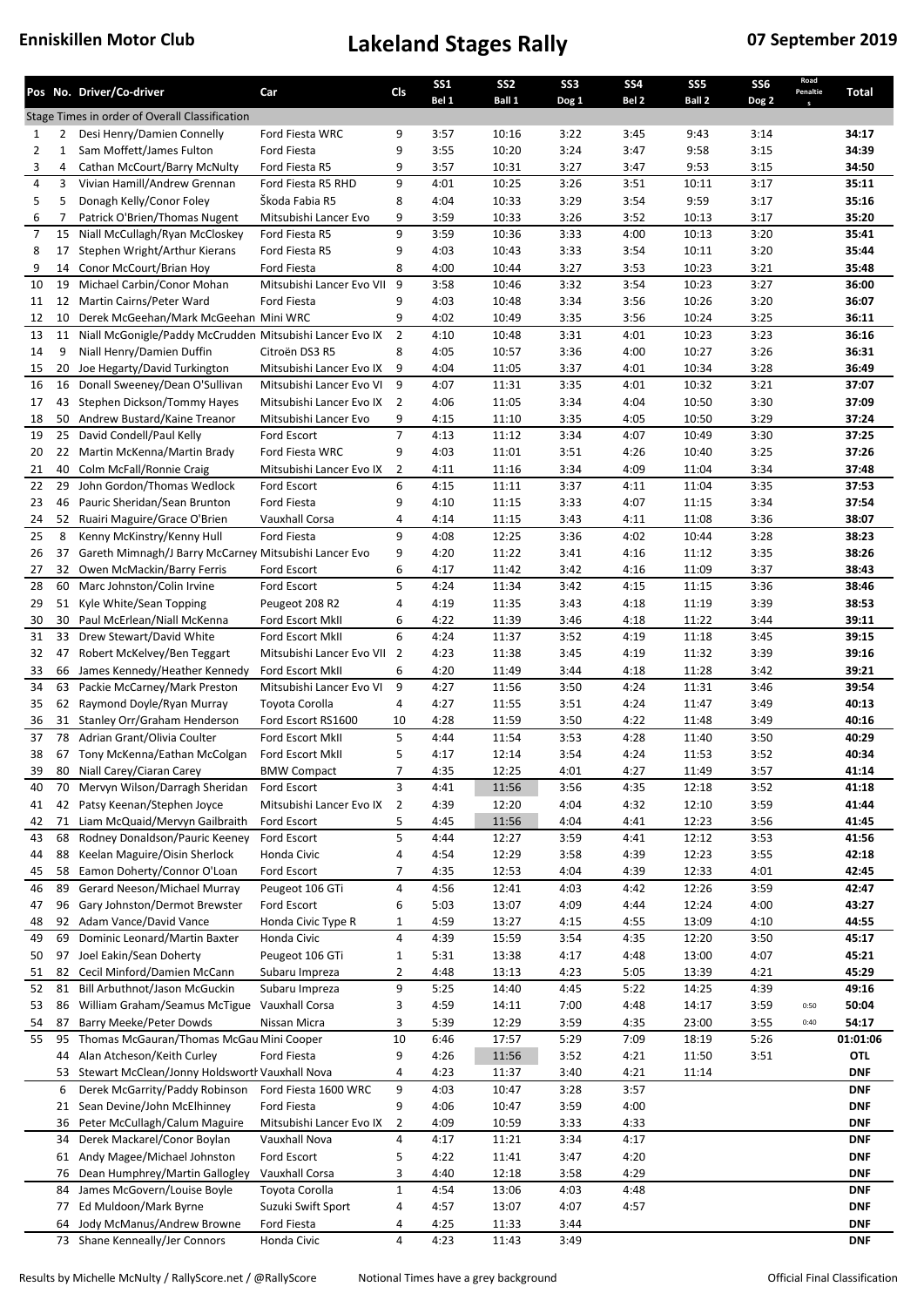# Enniskillen Motor Club — Lakeland Stages Rally — 07 September 2019

| Pos | No. | Driver/Co-driver | Car | Cls | SS1 Bel 1 | SS2 Ball 1 | SS3 Dog 1 | SS4 Bel 2 | SS5 Ball 2 | SS6 Dog 2 | Road Penalties | Total |
|---|---|---|---|---|---|---|---|---|---|---|---|---|
| Stage Times in order of Overall Classification | | | | | | | | | | | | |
| 1 | 2 | Desi Henry/Damien Connelly | Ford Fiesta WRC | 9 | 3:57 | 10:16 | 3:22 | 3:45 | 9:43 | 3:14 | | **34:17** |
| 2 | 1 | Sam Moffett/James Fulton | Ford Fiesta | 9 | 3:55 | 10:20 | 3:24 | 3:47 | 9:58 | 3:15 | | **34:39** |
| 3 | 4 | Cathan McCourt/Barry McNulty | Ford Fiesta R5 | 9 | 3:57 | 10:31 | 3:27 | 3:47 | 9:53 | 3:15 | | **34:50** |
| 4 | 3 | Vivian Hamill/Andrew Grennan | Ford Fiesta R5 RHD | 9 | 4:01 | 10:25 | 3:26 | 3:51 | 10:11 | 3:17 | | **35:11** |
| 5 | 5 | Donagh Kelly/Conor Foley | Škoda Fabia R5 | 8 | 4:04 | 10:33 | 3:29 | 3:54 | 9:59 | 3:17 | | **35:16** |
| 6 | 7 | Patrick O'Brien/Thomas Nugent | Mitsubishi Lancer Evo | 9 | 3:59 | 10:33 | 3:26 | 3:52 | 10:13 | 3:17 | | **35:20** |
| 7 | 15 | Niall McCullagh/Ryan McCloskey | Ford Fiesta R5 | 9 | 3:59 | 10:36 | 3:33 | 4:00 | 10:13 | 3:20 | | **35:41** |
| 8 | 17 | Stephen Wright/Arthur Kierans | Ford Fiesta R5 | 9 | 4:03 | 10:43 | 3:33 | 3:54 | 10:11 | 3:20 | | **35:44** |
| 9 | 14 | Conor McCourt/Brian Hoy | Ford Fiesta | 8 | 4:00 | 10:44 | 3:27 | 3:53 | 10:23 | 3:21 | | **35:48** |
| 10 | 19 | Michael Carbin/Conor Mohan | Mitsubishi Lancer Evo VII | 9 | 3:58 | 10:46 | 3:32 | 3:54 | 10:23 | 3:27 | | **36:00** |
| 11 | 12 | Martin Cairns/Peter Ward | Ford Fiesta | 9 | 4:03 | 10:48 | 3:34 | 3:56 | 10:26 | 3:20 | | **36:07** |
| 12 | 10 | Derek McGeehan/Mark McGeehan | Mini WRC | 9 | 4:02 | 10:49 | 3:35 | 3:56 | 10:24 | 3:25 | | **36:11** |
| 13 | 11 | Niall McGonigle/Paddy McCrudden | Mitsubishi Lancer Evo IX | 2 | 4:10 | 10:48 | 3:31 | 4:01 | 10:23 | 3:23 | | **36:16** |
| 14 | 9 | Niall Henry/Damien Duffin | Citroën DS3 R5 | 8 | 4:05 | 10:57 | 3:36 | 4:00 | 10:27 | 3:26 | | **36:31** |
| 15 | 20 | Joe Hegarty/David Turkington | Mitsubishi Lancer Evo IX | 9 | 4:04 | 11:05 | 3:37 | 4:01 | 10:34 | 3:28 | | **36:49** |
| 16 | 16 | Donall Sweeney/Dean O'Sullivan | Mitsubishi Lancer Evo VI | 9 | 4:07 | 11:31 | 3:35 | 4:01 | 10:32 | 3:21 | | **37:07** |
| 17 | 43 | Stephen Dickson/Tommy Hayes | Mitsubishi Lancer Evo IX | 2 | 4:06 | 11:05 | 3:34 | 4:04 | 10:50 | 3:30 | | **37:09** |
| 18 | 50 | Andrew Bustard/Kaine Treanor | Mitsubishi Lancer Evo | 9 | 4:15 | 11:10 | 3:35 | 4:05 | 10:50 | 3:29 | | **37:24** |
| 19 | 25 | David Condell/Paul Kelly | Ford Escort | 7 | 4:13 | 11:12 | 3:34 | 4:07 | 10:49 | 3:30 | | **37:25** |
| 20 | 22 | Martin McKenna/Martin Brady | Ford Fiesta WRC | 9 | 4:03 | 11:01 | 3:51 | 4:26 | 10:40 | 3:25 | | **37:26** |
| 21 | 40 | Colm McFall/Ronnie Craig | Mitsubishi Lancer Evo IX | 2 | 4:11 | 11:16 | 3:34 | 4:09 | 11:04 | 3:34 | | **37:48** |
| 22 | 29 | John Gordon/Thomas Wedlock | Ford Escort | 6 | 4:15 | 11:11 | 3:37 | 4:11 | 11:04 | 3:35 | | **37:53** |
| 23 | 46 | Pauric Sheridan/Sean Brunton | Ford Fiesta | 9 | 4:10 | 11:15 | 3:33 | 4:07 | 11:15 | 3:34 | | **37:54** |
| 24 | 52 | Ruairi Maguire/Grace O'Brien | Vauxhall Corsa | 4 | 4:14 | 11:15 | 3:43 | 4:11 | 11:08 | 3:36 | | **38:07** |
| 25 | 8 | Kenny McKinstry/Kenny Hull | Ford Fiesta | 9 | 4:08 | 12:25 | 3:36 | 4:02 | 10:44 | 3:28 | | **38:23** |
| 26 | 37 | Gareth Mimnagh/J Barry McCarney | Mitsubishi Lancer Evo | 9 | 4:20 | 11:22 | 3:41 | 4:16 | 11:12 | 3:35 | | **38:26** |
| 27 | 32 | Owen McMackin/Barry Ferris | Ford Escort | 6 | 4:17 | 11:42 | 3:42 | 4:16 | 11:09 | 3:37 | | **38:43** |
| 28 | 60 | Marc Johnston/Colin Irvine | Ford Escort | 5 | 4:24 | 11:34 | 3:42 | 4:15 | 11:15 | 3:36 | | **38:46** |
| 29 | 51 | Kyle White/Sean Topping | Peugeot 208 R2 | 4 | 4:19 | 11:35 | 3:43 | 4:18 | 11:19 | 3:39 | | **38:53** |
| 30 | 30 | Paul McErlean/Niall McKenna | Ford Escort MkII | 6 | 4:22 | 11:39 | 3:46 | 4:18 | 11:22 | 3:44 | | **39:11** |
| 31 | 33 | Drew Stewart/David White | Ford Escort MkII | 6 | 4:24 | 11:37 | 3:52 | 4:19 | 11:18 | 3:45 | | **39:15** |
| 32 | 47 | Robert McKelvey/Ben Teggart | Mitsubishi Lancer Evo VII | 2 | 4:23 | 11:38 | 3:45 | 4:19 | 11:32 | 3:39 | | **39:16** |
| 33 | 66 | James Kennedy/Heather Kennedy | Ford Escort MkII | 6 | 4:20 | 11:49 | 3:44 | 4:18 | 11:28 | 3:42 | | **39:21** |
| 34 | 63 | Packie McCartney/Mark Preston | Mitsubishi Lancer Evo VI | 9 | 4:27 | 11:56 | 3:50 | 4:24 | 11:31 | 3:46 | | **39:54** |
| 35 | 62 | Raymond Doyle/Ryan Murray | Toyota Corolla | 4 | 4:27 | 11:55 | 3:51 | 4:24 | 11:47 | 3:49 | | **40:13** |
| 36 | 31 | Stanley Orr/Graham Henderson | Ford Escort RS1600 | 10 | 4:28 | 11:59 | 3:50 | 4:22 | 11:48 | 3:49 | | **40:16** |
| 37 | 78 | Adrian Grant/Olivia Coulter | Ford Escort MkII | 5 | 4:44 | 11:54 | 3:53 | 4:28 | 11:40 | 3:50 | | **40:29** |
| 38 | 67 | Tony McKenna/Eathan McColgan | Ford Escort MkII | 5 | 4:17 | 12:14 | 3:54 | 4:24 | 11:53 | 3:52 | | **40:34** |
| 39 | 80 | Niall Carey/Ciaran Carey | BMW Compact | 7 | 4:35 | 12:25 | 4:01 | 4:27 | 11:49 | 3:57 | | **41:14** |
| 40 | 70 | Mervyn Wilson/Darragh Sheridan | Ford Escort | 3 | 4:41 | 11:56 | 3:56 | 4:35 | 12:18 | 3:52 | | **41:18** |
| 41 | 42 | Patsy Keenan/Stephen Joyce | Mitsubishi Lancer Evo IX | 2 | 4:39 | 12:20 | 4:04 | 4:32 | 12:10 | 3:59 | | **41:44** |
| 42 | 71 | Liam McQuaid/Mervyn Gailbraith | Ford Escort | 5 | 4:45 | 11:56 | 4:04 | 4:41 | 12:23 | 3:56 | | **41:45** |
| 43 | 68 | Rodney Donaldson/Pauric Keeney | Ford Escort | 5 | 4:44 | 12:27 | 3:59 | 4:41 | 12:12 | 3:53 | | **41:56** |
| 44 | 88 | Keelan Maguire/Oisin Sherlock | Honda Civic | 4 | 4:54 | 12:29 | 3:58 | 4:39 | 12:23 | 3:55 | | **42:18** |
| 45 | 58 | Eamon Doherty/Connor O'Loan | Ford Escort | 7 | 4:35 | 12:53 | 4:04 | 4:39 | 12:33 | 4:01 | | **42:45** |
| 46 | 89 | Gerard Neeson/Michael Murray | Peugeot 106 GTi | 4 | 4:56 | 12:41 | 4:03 | 4:42 | 12:26 | 3:59 | | **42:47** |
| 47 | 96 | Gary Johnston/Dermot Brewster | Ford Escort | 6 | 5:03 | 13:07 | 4:09 | 4:44 | 12:24 | 4:00 | | **43:27** |
| 48 | 92 | Adam Vance/David Vance | Honda Civic Type R | 1 | 4:59 | 13:27 | 4:15 | 4:55 | 13:09 | 4:10 | | **44:55** |
| 49 | 69 | Dominic Leonard/Martin Baxter | Honda Civic | 4 | 4:39 | 15:59 | 3:54 | 4:35 | 12:20 | 3:50 | | **45:17** |
| 50 | 97 | Joel Eakin/Sean Doherty | Peugeot 106 GTi | 1 | 5:31 | 13:38 | 4:17 | 4:48 | 13:00 | 4:07 | | **45:21** |
| 51 | 82 | Cecil Minford/Damien McCann | Subaru Impreza | 2 | 4:48 | 13:13 | 4:23 | 5:05 | 13:39 | 4:21 | | **45:29** |
| 52 | 81 | Bill Arbuthnot/Jason McGuckin | Subaru Impreza | 9 | 5:25 | 14:40 | 4:45 | 5:22 | 14:25 | 4:39 | | **49:16** |
| 53 | 86 | William Graham/Seamus McTigue | Vauxhall Corsa | 3 | 4:59 | 14:11 | 7:00 | 4:48 | 14:17 | 3:59 | 0:50 | **50:04** |
| 54 | 87 | Barry Meeke/Peter Dowds | Nissan Micra | 3 | 5:39 | 12:29 | 3:59 | 4:35 | 23:00 | 3:55 | 0:40 | **54:17** |
| 55 | 95 | Thomas McGauran/Thomas McGau | Mini Cooper | 10 | 6:46 | 17:57 | 5:29 | 7:09 | 18:19 | 5:26 | | **01:01:06** |
| | 44 | Alan Atcheson/Keith Curley | Ford Fiesta | 9 | 4:26 | 11:56 | 3:52 | 4:21 | 11:50 | 3:51 | | **OTL** |
| | 53 | Stewart McClean/Jonny Holdswortl | Vauxhall Nova | 4 | 4:23 | 11:37 | 3:40 | 4:21 | 11:14 | | | **DNF** |
| | 6 | Derek McGarrity/Paddy Robinson | Ford Fiesta 1600 WRC | 9 | 4:03 | 10:47 | 3:28 | 3:57 | | | | **DNF** |
| | 21 | Sean Devine/John McElhinney | Ford Fiesta | 9 | 4:06 | 10:47 | 3:59 | 4:00 | | | | **DNF** |
| | 36 | Peter McCullagh/Calum Maguire | Mitsubishi Lancer Evo IX | 2 | 4:09 | 10:59 | 3:33 | 4:33 | | | | **DNF** |
| | 34 | Derek Mackarel/Conor Boylan | Vauxhall Nova | 4 | 4:17 | 11:21 | 3:34 | 4:17 | | | | **DNF** |
| | 61 | Andy Magee/Michael Johnston | Ford Escort | 5 | 4:22 | 11:41 | 3:47 | 4:20 | | | | **DNF** |
| | 76 | Dean Humphrey/Martin Gallogley | Vauxhall Corsa | 3 | 4:40 | 12:18 | 3:58 | 4:29 | | | | **DNF** |
| | 84 | James McGovern/Louise Boyle | Toyota Corolla | 1 | 4:54 | 13:06 | 4:03 | 4:48 | | | | **DNF** |
| | 77 | Ed Muldoon/Mark Byrne | Suzuki Swift Sport | 4 | 4:57 | 13:07 | 4:07 | 4:57 | | | | **DNF** |
| | 64 | Jody McManus/Andrew Browne | Ford Fiesta | 4 | 4:25 | 11:33 | 3:44 | | | | | **DNF** |
| | 73 | Shane Kenneally/Jer Connors | Honda Civic | 4 | 4:23 | 11:43 | 3:49 | | | | | **DNF** |

Results by Michelle McNulty / RallyScore.net / @RallyScore — Notional Times have a grey background — Official Final Classification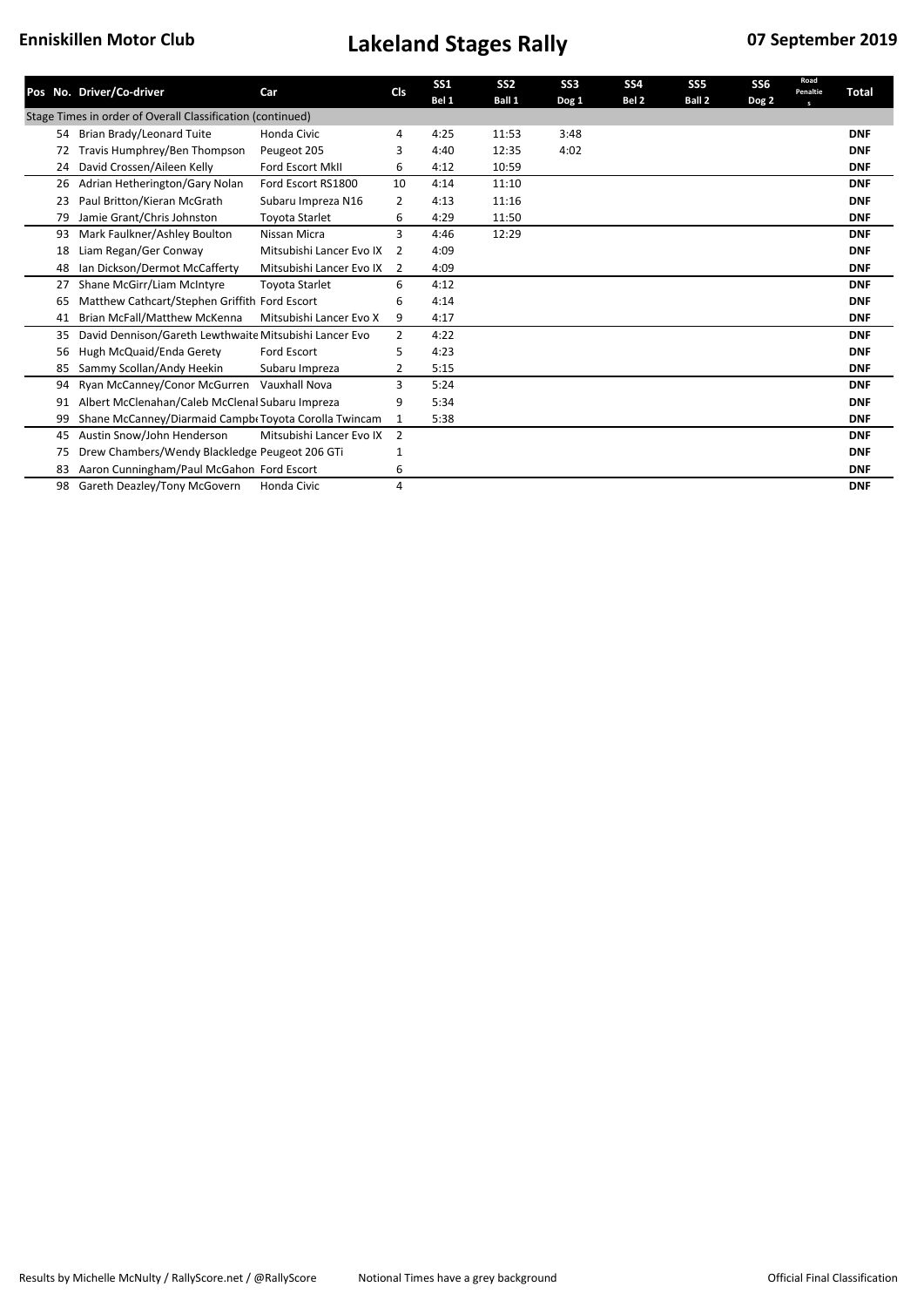**Enniskillen Motor Club** **Lakeland Stages Rally** **07 September 2019**

| Pos | No. | Driver/Co-driver | Car | Cls | SS1 Bel 1 | SS2 Ball 1 | SS3 Dog 1 | SS4 Bel 2 | SS5 Ball 2 | SS6 Dog 2 | Road Penalties | Total |
|---|---|---|---|---|---|---|---|---|---|---|---|---|
| Stage Times in order of Overall Classification (continued) | | | | | | | | | | | | |
| | 54 | Brian Brady/Leonard Tuite | Honda Civic | 4 | 4:25 | 11:53 | 3:48 | | | | | **DNF** |
| | 72 | Travis Humphrey/Ben Thompson | Peugeot 205 | 3 | 4:40 | 12:35 | 4:02 | | | | | **DNF** |
| | 24 | David Crossen/Aileen Kelly | Ford Escort MkII | 6 | 4:12 | 10:59 | | | | | | **DNF** |
| | 26 | Adrian Hetherington/Gary Nolan | Ford Escort RS1800 | 10 | 4:14 | 11:10 | | | | | | **DNF** |
| | 23 | Paul Britton/Kieran McGrath | Subaru Impreza N16 | 2 | 4:13 | 11:16 | | | | | | **DNF** |
| | 79 | Jamie Grant/Chris Johnston | Toyota Starlet | 6 | 4:29 | 11:50 | | | | | | **DNF** |
| | 93 | Mark Faulkner/Ashley Boulton | Nissan Micra | 3 | 4:46 | 12:29 | | | | | | **DNF** |
| | 18 | Liam Regan/Ger Conway | Mitsubishi Lancer Evo IX | 2 | 4:09 | | | | | | | **DNF** |
| | 48 | Ian Dickson/Dermot McCafferty | Mitsubishi Lancer Evo IX | 2 | 4:09 | | | | | | | **DNF** |
| | 27 | Shane McGirr/Liam McIntyre | Toyota Starlet | 6 | 4:12 | | | | | | | **DNF** |
| | 65 | Matthew Cathcart/Stephen Griffith | Ford Escort | 6 | 4:14 | | | | | | | **DNF** |
| | 41 | Brian McFall/Matthew McKenna | Mitsubishi Lancer Evo X | 9 | 4:17 | | | | | | | **DNF** |
| | 35 | David Dennison/Gareth Lewthwaite | Mitsubishi Lancer Evo | 2 | 4:22 | | | | | | | **DNF** |
| | 56 | Hugh McQuaid/Enda Gerety | Ford Escort | 5 | 4:23 | | | | | | | **DNF** |
| | 85 | Sammy Scollan/Andy Heekin | Subaru Impreza | 2 | 5:15 | | | | | | | **DNF** |
| | 94 | Ryan McCanney/Conor McGurren | Vauxhall Nova | 3 | 5:24 | | | | | | | **DNF** |
| | 91 | Albert McClenahan/Caleb McClenal | Subaru Impreza | 9 | 5:34 | | | | | | | **DNF** |
| | 99 | Shane McCanney/Diarmaid Campb | Toyota Corolla Twincam | 1 | 5:38 | | | | | | | **DNF** |
| | 45 | Austin Snow/John Henderson | Mitsubishi Lancer Evo IX | 2 | | | | | | | | **DNF** |
| | 75 | Drew Chambers/Wendy Blackledge | Peugeot 206 GTi | 1 | | | | | | | | **DNF** |
| | 83 | Aaron Cunningham/Paul McGahon | Ford Escort | 6 | | | | | | | | **DNF** |
| | 98 | Gareth Deazley/Tony McGovern | Honda Civic | 4 | | | | | | | | **DNF** |

Results by Michelle McNulty / RallyScore.net / @RallyScore — Notional Times have a grey background — Official Final Classification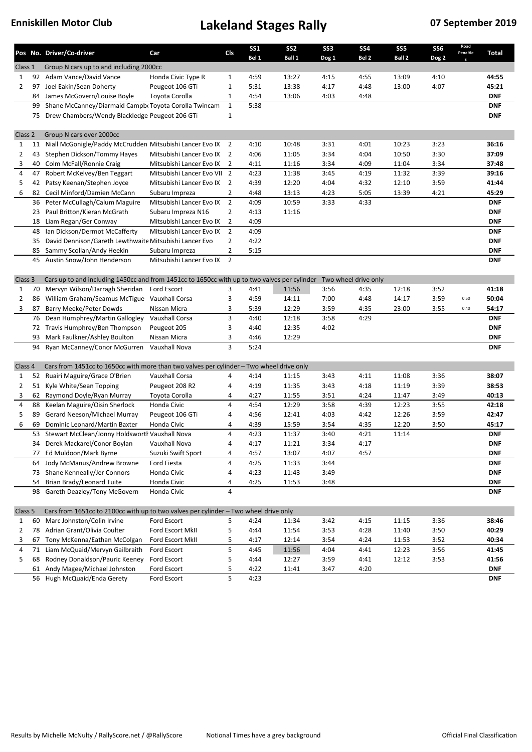**Enniskillen Motor Club**

# Lakeland Stages Rally

**07 September 2019**

| Pos | No. | Driver/Co-driver | Car | Cls | SS1 Bel 1 | SS2 Ball 1 | SS3 Dog 1 | SS4 Bel 2 | SS5 Ball 2 | SS6 Dog 2 | Road Penalties | Total |
|---|---|---|---|---|---|---|---|---|---|---|---|---|
| Class 1 | | Group N cars up to and including 2000cc | | | | | | | | | | |
| 1 | 92 | Adam Vance/David Vance | Honda Civic Type R | 1 | 4:59 | 13:27 | 4:15 | 4:55 | 13:09 | 4:10 | | **44:55** |
| 2 | 97 | Joel Eakin/Sean Doherty | Peugeot 106 GTi | 1 | 5:31 | 13:38 | 4:17 | 4:48 | 13:00 | 4:07 | | **45:21** |
| | 84 | James McGovern/Louise Boyle | Toyota Corolla | 1 | 4:54 | 13:06 | 4:03 | 4:48 | | | | **DNF** |
| | 99 | Shane McCanney/Diarmaid Campb | Toyota Corolla Twincam | 1 | 5:38 | | | | | | | **DNF** |
| | 75 | Drew Chambers/Wendy Blackledge | Peugeot 206 GTi | 1 | | | | | | | | **DNF** |
| Class 2 | | Group N cars over 2000cc | | | | | | | | | | |
| 1 | 11 | Niall McGonigle/Paddy McCrudden | Mitsubishi Lancer Evo IX | 2 | 4:10 | 10:48 | 3:31 | 4:01 | 10:23 | 3:23 | | **36:16** |
| 2 | 43 | Stephen Dickson/Tommy Hayes | Mitsubishi Lancer Evo IX | 2 | 4:06 | 11:05 | 3:34 | 4:04 | 10:50 | 3:30 | | **37:09** |
| 3 | 40 | Colm McFall/Ronnie Craig | Mitsubishi Lancer Evo IX | 2 | 4:11 | 11:16 | 3:34 | 4:09 | 11:04 | 3:34 | | **37:48** |
| 4 | 47 | Robert McKelvey/Ben Teggart | Mitsubishi Lancer Evo VII | 2 | 4:23 | 11:38 | 3:45 | 4:19 | 11:32 | 3:39 | | **39:16** |
| 5 | 42 | Patsy Keenan/Stephen Joyce | Mitsubishi Lancer Evo IX | 2 | 4:39 | 12:20 | 4:04 | 4:32 | 12:10 | 3:59 | | **41:44** |
| 6 | 82 | Cecil Minford/Damien McCann | Subaru Impreza | 2 | 4:48 | 13:13 | 4:23 | 5:05 | 13:39 | 4:21 | | **45:29** |
| | 36 | Peter McCullagh/Calum Maguire | Mitsubishi Lancer Evo IX | 2 | 4:09 | 10:59 | 3:33 | 4:33 | | | | **DNF** |
| | 23 | Paul Britton/Kieran McGrath | Subaru Impreza N16 | 2 | 4:13 | 11:16 | | | | | | **DNF** |
| | 18 | Liam Regan/Ger Conway | Mitsubishi Lancer Evo IX | 2 | 4:09 | | | | | | | **DNF** |
| | 48 | Ian Dickson/Dermot McCafferty | Mitsubishi Lancer Evo IX | 2 | 4:09 | | | | | | | **DNF** |
| | 35 | David Dennison/Gareth Lewthwaite | Mitsubishi Lancer Evo | 2 | 4:22 | | | | | | | **DNF** |
| | 85 | Sammy Scollan/Andy Heekin | Subaru Impreza | 2 | 5:15 | | | | | | | **DNF** |
| | 45 | Austin Snow/John Henderson | Mitsubishi Lancer Evo IX | 2 | | | | | | | | **DNF** |
| Class 3 | | Cars up to and including 1450cc and from 1451cc to 1650cc with up to two valves per cylinder - Two wheel drive only | | | | | | | | | | |
| 1 | 70 | Mervyn Wilson/Darragh Sheridan | Ford Escort | 3 | 4:41 | 11:56 | 3:56 | 4:35 | 12:18 | 3:52 | | **41:18** |
| 2 | 86 | William Graham/Seamus McTigue | Vauxhall Corsa | 3 | 4:59 | 14:11 | 7:00 | 4:48 | 14:17 | 3:59 | 0:50 | **50:04** |
| 3 | 87 | Barry Meeke/Peter Dowds | Nissan Micra | 3 | 5:39 | 12:29 | 3:59 | 4:35 | 23:00 | 3:55 | 0:40 | **54:17** |
| | 76 | Dean Humphrey/Martin Gallogley | Vauxhall Corsa | 3 | 4:40 | 12:18 | 3:58 | 4:29 | | | | **DNF** |
| | 72 | Travis Humphrey/Ben Thompson | Peugeot 205 | 3 | 4:40 | 12:35 | 4:02 | | | | | **DNF** |
| | 93 | Mark Faulkner/Ashley Boulton | Nissan Micra | 3 | 4:46 | 12:29 | | | | | | **DNF** |
| | 94 | Ryan McCanney/Conor McGurren | Vauxhall Nova | 3 | 5:24 | | | | | | | **DNF** |
| Class 4 | | Cars from 1451cc to 1650cc with more than two valves per cylinder – Two wheel drive only | | | | | | | | | | |
| 1 | 52 | Ruairi Maguire/Grace O'Brien | Vauxhall Corsa | 4 | 4:14 | 11:15 | 3:43 | 4:11 | 11:08 | 3:36 | | **38:07** |
| 2 | 51 | Kyle White/Sean Topping | Peugeot 208 R2 | 4 | 4:19 | 11:35 | 3:43 | 4:18 | 11:19 | 3:39 | | **38:53** |
| 3 | 62 | Raymond Doyle/Ryan Murray | Toyota Corolla | 4 | 4:27 | 11:55 | 3:51 | 4:24 | 11:47 | 3:49 | | **40:13** |
| 4 | 88 | Keelan Maguire/Oisin Sherlock | Honda Civic | 4 | 4:54 | 12:29 | 3:58 | 4:39 | 12:23 | 3:55 | | **42:18** |
| 5 | 89 | Gerard Neeson/Michael Murray | Peugeot 106 GTi | 4 | 4:56 | 12:41 | 4:03 | 4:42 | 12:26 | 3:59 | | **42:47** |
| 6 | 69 | Dominic Leonard/Martin Baxter | Honda Civic | 4 | 4:39 | 15:59 | 3:54 | 4:35 | 12:20 | 3:50 | | **45:17** |
| | 53 | Stewart McClean/Jonny Holdsworth | Vauxhall Nova | 4 | 4:23 | 11:37 | 3:40 | 4:21 | 11:14 | | | **DNF** |
| | 34 | Derek Mackarel/Conor Boylan | Vauxhall Nova | 4 | 4:17 | 11:21 | 3:34 | 4:17 | | | | **DNF** |
| | 77 | Ed Muldoon/Mark Byrne | Suzuki Swift Sport | 4 | 4:57 | 13:07 | 4:07 | 4:57 | | | | **DNF** |
| | 64 | Jody McManus/Andrew Browne | Ford Fiesta | 4 | 4:25 | 11:33 | 3:44 | | | | | **DNF** |
| | 73 | Shane Kenneally/Jer Connors | Honda Civic | 4 | 4:23 | 11:43 | 3:49 | | | | | **DNF** |
| | 54 | Brian Brady/Leonard Tuite | Honda Civic | 4 | 4:25 | 11:53 | 3:48 | | | | | **DNF** |
| | 98 | Gareth Deazley/Tony McGovern | Honda Civic | 4 | | | | | | | | **DNF** |
| Class 5 | | Cars from 1651cc to 2100cc with up to two valves per cylinder – Two wheel drive only | | | | | | | | | | |
| 1 | 60 | Marc Johnston/Colin Irvine | Ford Escort | 5 | 4:24 | 11:34 | 3:42 | 4:15 | 11:15 | 3:36 | | **38:46** |
| 2 | 78 | Adrian Grant/Olivia Coulter | Ford Escort MkII | 5 | 4:44 | 11:54 | 3:53 | 4:28 | 11:40 | 3:50 | | **40:29** |
| 3 | 67 | Tony McKenna/Eathan McColgan | Ford Escort MkII | 5 | 4:17 | 12:14 | 3:54 | 4:24 | 11:53 | 3:52 | | **40:34** |
| 4 | 71 | Liam McQuaid/Mervyn Gailbraith | Ford Escort | 5 | 4:45 | 11:56 | 4:04 | 4:41 | 12:23 | 3:56 | | **41:45** |
| 5 | 68 | Rodney Donaldson/Pauric Keeney | Ford Escort | 5 | 4:44 | 12:27 | 3:59 | 4:41 | 12:12 | 3:53 | | **41:56** |
| | 61 | Andy Magee/Michael Johnston | Ford Escort | 5 | 4:22 | 11:41 | 3:47 | 4:20 | | | | **DNF** |
| | 56 | Hugh McQuaid/Enda Gerety | Ford Escort | 5 | 4:23 | | | | | | | **DNF** |

Results by Michelle McNulty / RallyScore.net / @RallyScore — Notional Times have a grey background — Official Final Classification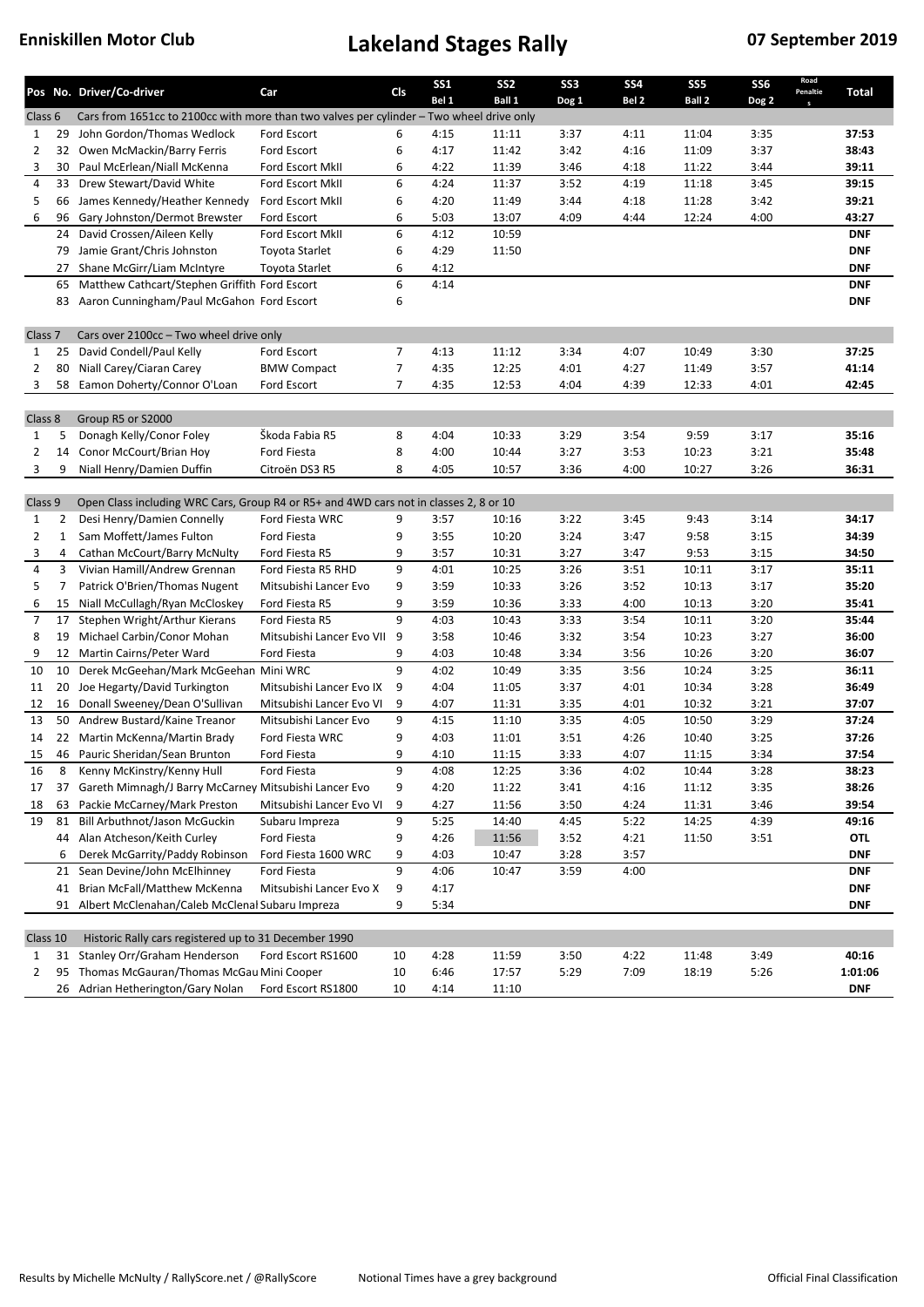**Enniskillen Motor Club**

# Lakeland Stages Rally

**07 September 2019**

| Pos | No. | Driver/Co-driver | Car | Cls | SS1 Bel 1 | SS2 Ball 1 | SS3 Dog 1 | SS4 Bel 2 | SS5 Ball 2 | SS6 Dog 2 | Road Penalties | Total |
|---|---|---|---|---|---|---|---|---|---|---|---|---|
| Class 6 | | Cars from 1651cc to 2100cc with more than two valves per cylinder – Two wheel drive only | | | | | | | | | | |
| 1 | 29 | John Gordon/Thomas Wedlock | Ford Escort | 6 | 4:15 | 11:11 | 3:37 | 4:11 | 11:04 | 3:35 | | **37:53** |
| 2 | 32 | Owen McMackin/Barry Ferris | Ford Escort | 6 | 4:17 | 11:42 | 3:42 | 4:16 | 11:09 | 3:37 | | **38:43** |
| 3 | 30 | Paul McErlean/Niall McKenna | Ford Escort MkII | 6 | 4:22 | 11:39 | 3:46 | 4:18 | 11:22 | 3:44 | | **39:11** |
| 4 | 33 | Drew Stewart/David White | Ford Escort MkII | 6 | 4:24 | 11:37 | 3:52 | 4:19 | 11:18 | 3:45 | | **39:15** |
| 5 | 66 | James Kennedy/Heather Kennedy | Ford Escort MkII | 6 | 4:20 | 11:49 | 3:44 | 4:18 | 11:28 | 3:42 | | **39:21** |
| 6 | 96 | Gary Johnston/Dermot Brewster | Ford Escort | 6 | 5:03 | 13:07 | 4:09 | 4:44 | 12:24 | 4:00 | | **43:27** |
| | 24 | David Crossen/Aileen Kelly | Ford Escort MkII | 6 | 4:12 | 10:59 | | | | | | **DNF** |
| | 79 | Jamie Grant/Chris Johnston | Toyota Starlet | 6 | 4:29 | 11:50 | | | | | | **DNF** |
| | 27 | Shane McGirr/Liam McIntyre | Toyota Starlet | 6 | 4:12 | | | | | | | **DNF** |
| | 65 | Matthew Cathcart/Stephen Griffith | Ford Escort | 6 | 4:14 | | | | | | | **DNF** |
| | 83 | Aaron Cunningham/Paul McGahon | Ford Escort | 6 | | | | | | | | **DNF** |
| Class 7 | | Cars over 2100cc – Two wheel drive only | | | | | | | | | | |
| 1 | 25 | David Condell/Paul Kelly | Ford Escort | 7 | 4:13 | 11:12 | 3:34 | 4:07 | 10:49 | 3:30 | | **37:25** |
| 2 | 80 | Niall Carey/Ciaran Carey | BMW Compact | 7 | 4:35 | 12:25 | 4:01 | 4:27 | 11:49 | 3:57 | | **41:14** |
| 3 | 58 | Eamon Doherty/Connor O'Loan | Ford Escort | 7 | 4:35 | 12:53 | 4:04 | 4:39 | 12:33 | 4:01 | | **42:45** |
| Class 8 | | Group R5 or S2000 | | | | | | | | | | |
| 1 | 5 | Donagh Kelly/Conor Foley | Škoda Fabia R5 | 8 | 4:04 | 10:33 | 3:29 | 3:54 | 9:59 | 3:17 | | **35:16** |
| 2 | 14 | Conor McCourt/Brian Hoy | Ford Fiesta | 8 | 4:00 | 10:44 | 3:27 | 3:53 | 10:23 | 3:21 | | **35:48** |
| 3 | 9 | Niall Henry/Damien Duffin | Citroën DS3 R5 | 8 | 4:05 | 10:57 | 3:36 | 4:00 | 10:27 | 3:26 | | **36:31** |
| Class 9 | | Open Class including WRC Cars, Group R4 or R5+ and 4WD cars not in classes 2, 8 or 10 | | | | | | | | | | |
| 1 | 2 | Desi Henry/Damien Connelly | Ford Fiesta WRC | 9 | 3:57 | 10:16 | 3:22 | 3:45 | 9:43 | 3:14 | | **34:17** |
| 2 | 1 | Sam Moffett/James Fulton | Ford Fiesta | 9 | 3:55 | 10:20 | 3:24 | 3:47 | 9:58 | 3:15 | | **34:39** |
| 3 | 4 | Cathan McCourt/Barry McNulty | Ford Fiesta R5 | 9 | 3:57 | 10:31 | 3:27 | 3:47 | 9:53 | 3:15 | | **34:50** |
| 4 | 3 | Vivian Hamill/Andrew Grennan | Ford Fiesta R5 RHD | 9 | 4:01 | 10:25 | 3:26 | 3:51 | 10:11 | 3:17 | | **35:11** |
| 5 | 7 | Patrick O'Brien/Thomas Nugent | Mitsubishi Lancer Evo | 9 | 3:59 | 10:33 | 3:26 | 3:52 | 10:13 | 3:17 | | **35:20** |
| 6 | 15 | Niall McCullagh/Ryan McCloskey | Ford Fiesta R5 | 9 | 3:59 | 10:36 | 3:33 | 4:00 | 10:13 | 3:20 | | **35:41** |
| 7 | 17 | Stephen Wright/Arthur Kierans | Ford Fiesta R5 | 9 | 4:03 | 10:43 | 3:33 | 3:54 | 10:11 | 3:20 | | **35:44** |
| 8 | 19 | Michael Carbin/Conor Mohan | Mitsubishi Lancer Evo VII | 9 | 3:58 | 10:46 | 3:32 | 3:54 | 10:23 | 3:27 | | **36:00** |
| 9 | 12 | Martin Cairns/Peter Ward | Ford Fiesta | 9 | 4:03 | 10:48 | 3:34 | 3:56 | 10:26 | 3:20 | | **36:07** |
| 10 | 10 | Derek McGeehan/Mark McGeehan | Mini WRC | 9 | 4:02 | 10:49 | 3:35 | 3:56 | 10:24 | 3:25 | | **36:11** |
| 11 | 20 | Joe Hegarty/David Turkington | Mitsubishi Lancer Evo IX | 9 | 4:04 | 11:05 | 3:37 | 4:01 | 10:34 | 3:28 | | **36:49** |
| 12 | 16 | Donall Sweeney/Dean O'Sullivan | Mitsubishi Lancer Evo VI | 9 | 4:07 | 11:31 | 3:35 | 4:01 | 10:32 | 3:21 | | **37:07** |
| 13 | 50 | Andrew Bustard/Kaine Treanor | Mitsubishi Lancer Evo | 9 | 4:15 | 11:10 | 3:35 | 4:05 | 10:50 | 3:29 | | **37:24** |
| 14 | 22 | Martin McKenna/Martin Brady | Ford Fiesta WRC | 9 | 4:03 | 11:01 | 3:51 | 4:26 | 10:40 | 3:25 | | **37:26** |
| 15 | 46 | Pauric Sheridan/Sean Brunton | Ford Fiesta | 9 | 4:10 | 11:15 | 3:33 | 4:07 | 11:15 | 3:34 | | **37:54** |
| 16 | 8 | Kenny McKinstry/Kenny Hull | Ford Fiesta | 9 | 4:08 | 12:25 | 3:36 | 4:02 | 10:44 | 3:28 | | **38:23** |
| 17 | 37 | Gareth Mimnagh/J Barry McCarney | Mitsubishi Lancer Evo | 9 | 4:20 | 11:22 | 3:41 | 4:16 | 11:12 | 3:35 | | **38:26** |
| 18 | 63 | Packie McCarney/Mark Preston | Mitsubishi Lancer Evo VI | 9 | 4:27 | 11:56 | 3:50 | 4:24 | 11:31 | 3:46 | | **39:54** |
| 19 | 81 | Bill Arbuthnot/Jason McGuckin | Subaru Impreza | 9 | 5:25 | 14:40 | 4:45 | 5:22 | 14:25 | 4:39 | | **49:16** |
| | 44 | Alan Atcheson/Keith Curley | Ford Fiesta | 9 | 4:26 | 11:56 | 3:52 | 4:21 | 11:50 | 3:51 | | **OTL** |
| | 6 | Derek McGarrity/Paddy Robinson | Ford Fiesta 1600 WRC | 9 | 4:03 | 10:47 | 3:28 | 3:57 | | | | **DNF** |
| | 21 | Sean Devine/John McElhinney | Ford Fiesta | 9 | 4:06 | 10:47 | 3:59 | 4:00 | | | | **DNF** |
| | 41 | Brian McFall/Matthew McKenna | Mitsubishi Lancer Evo X | 9 | 4:17 | | | | | | | **DNF** |
| | 91 | Albert McClenahan/Caleb McClenahan | Subaru Impreza | 9 | 5:34 | | | | | | | **DNF** |
| Class 10 | | Historic Rally cars registered up to 31 December 1990 | | | | | | | | | | |
| 1 | 31 | Stanley Orr/Graham Henderson | Ford Escort RS1600 | 10 | 4:28 | 11:59 | 3:50 | 4:22 | 11:48 | 3:49 | | **40:16** |
| 2 | 95 | Thomas McGauran/Thomas McGauran | Mini Cooper | 10 | 6:46 | 17:57 | 5:29 | 7:09 | 18:19 | 5:26 | | **1:01:06** |
| | 26 | Adrian Hetherington/Gary Nolan | Ford Escort RS1800 | 10 | 4:14 | 11:10 | | | | | | **DNF** |

Results by Michelle McNulty / RallyScore.net / @RallyScore — Notional Times have a grey background — Official Final Classification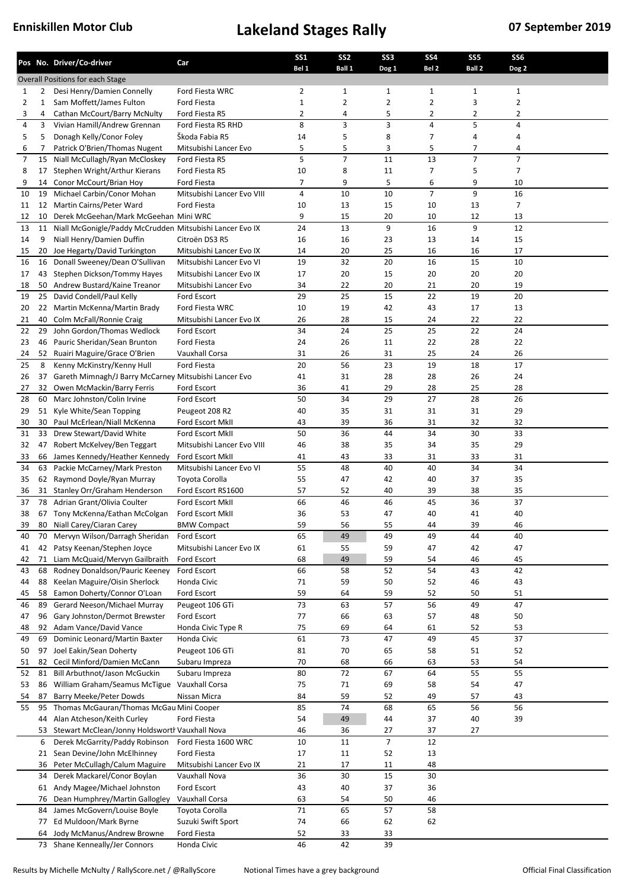**Enniskillen Motor Club**

# Lakeland Stages Rally

**07 September 2019**

| Pos | No. | Driver/Co-driver | Car | SS1 Bel 1 | SS2 Ball 1 | SS3 Dog 1 | SS4 Bel 2 | SS5 Ball 2 | SS6 Dog 2 |
|---|---|---|---|---|---|---|---|---|---|
| Overall Positions for each Stage | | | | | | | | | |
| 1 | 2 | Desi Henry/Damien Connelly | Ford Fiesta WRC | 2 | 1 | 1 | 1 | 1 | 1 |
| 2 | 1 | Sam Moffett/James Fulton | Ford Fiesta | 1 | 2 | 2 | 2 | 3 | 2 |
| 3 | 4 | Cathan McCourt/Barry McNulty | Ford Fiesta R5 | 2 | 4 | 5 | 2 | 2 | 2 |
| 4 | 3 | Vivian Hamill/Andrew Grennan | Ford Fiesta R5 RHD | 8 | 3 | 3 | 4 | 5 | 4 |
| 5 | 5 | Donagh Kelly/Conor Foley | Škoda Fabia R5 | 14 | 5 | 8 | 7 | 4 | 4 |
| 6 | 7 | Patrick O'Brien/Thomas Nugent | Mitsubishi Lancer Evo | 5 | 5 | 3 | 5 | 7 | 4 |
| 7 | 15 | Niall McCullagh/Ryan McCloskey | Ford Fiesta R5 | 5 | 7 | 11 | 13 | 7 | 7 |
| 8 | 17 | Stephen Wright/Arthur Kierans | Ford Fiesta R5 | 10 | 8 | 11 | 7 | 5 | 7 |
| 9 | 14 | Conor McCourt/Brian Hoy | Ford Fiesta | 7 | 9 | 5 | 6 | 9 | 10 |
| 10 | 19 | Michael Carbin/Conor Mohan | Mitsubishi Lancer Evo VIII | 4 | 10 | 10 | 7 | 9 | 16 |
| 11 | 12 | Martin Cairns/Peter Ward | Ford Fiesta | 10 | 13 | 15 | 10 | 13 | 7 |
| 12 | 10 | Derek McGeehan/Mark McGeehan | Mini WRC | 9 | 15 | 20 | 10 | 12 | 13 |
| 13 | 11 | Niall McGonigle/Paddy McCrudden | Mitsubishi Lancer Evo IX | 24 | 13 | 9 | 16 | 9 | 12 |
| 14 | 9 | Niall Henry/Damien Duffin | Citroën DS3 R5 | 16 | 16 | 23 | 13 | 14 | 15 |
| 15 | 20 | Joe Hegarty/David Turkington | Mitsubishi Lancer Evo IX | 14 | 20 | 25 | 16 | 16 | 17 |
| 16 | 16 | Donall Sweeney/Dean O'Sullivan | Mitsubishi Lancer Evo VI | 19 | 32 | 20 | 16 | 15 | 10 |
| 17 | 43 | Stephen Dickson/Tommy Hayes | Mitsubishi Lancer Evo IX | 17 | 20 | 15 | 20 | 20 | 20 |
| 18 | 50 | Andrew Bustard/Kaine Treanor | Mitsubishi Lancer Evo | 34 | 22 | 20 | 21 | 20 | 19 |
| 19 | 25 | David Condell/Paul Kelly | Ford Escort | 29 | 25 | 15 | 22 | 19 | 20 |
| 20 | 22 | Martin McKenna/Martin Brady | Ford Fiesta WRC | 10 | 19 | 42 | 43 | 17 | 13 |
| 21 | 40 | Colm McFall/Ronnie Craig | Mitsubishi Lancer Evo IX | 26 | 28 | 15 | 24 | 22 | 22 |
| 22 | 29 | John Gordon/Thomas Wedlock | Ford Escort | 34 | 24 | 25 | 25 | 22 | 24 |
| 23 | 46 | Pauric Sheridan/Sean Brunton | Ford Fiesta | 24 | 26 | 11 | 22 | 28 | 22 |
| 24 | 52 | Ruairi Maguire/Grace O'Brien | Vauxhall Corsa | 31 | 26 | 31 | 25 | 24 | 26 |
| 25 | 8 | Kenny McKinstry/Kenny Hull | Ford Fiesta | 20 | 56 | 23 | 19 | 18 | 17 |
| 26 | 37 | Gareth Mimnagh/J Barry McCarney | Mitsubishi Lancer Evo | 41 | 31 | 28 | 28 | 26 | 24 |
| 27 | 32 | Owen McMackin/Barry Ferris | Ford Escort | 36 | 41 | 29 | 28 | 25 | 28 |
| 28 | 60 | Marc Johnston/Colin Irvine | Ford Escort | 50 | 34 | 29 | 27 | 28 | 26 |
| 29 | 51 | Kyle White/Sean Topping | Peugeot 208 R2 | 40 | 35 | 31 | 31 | 31 | 29 |
| 30 | 30 | Paul McErlean/Niall McKenna | Ford Escort MkII | 43 | 39 | 36 | 31 | 32 | 32 |
| 31 | 33 | Drew Stewart/David White | Ford Escort MkII | 50 | 36 | 44 | 34 | 30 | 33 |
| 32 | 47 | Robert McKelvey/Ben Teggart | Mitsubishi Lancer Evo VIII | 46 | 38 | 35 | 34 | 35 | 29 |
| 33 | 66 | James Kennedy/Heather Kennedy | Ford Escort MkII | 41 | 43 | 33 | 31 | 33 | 31 |
| 34 | 63 | Packie McCartney/Mark Preston | Mitsubishi Lancer Evo VI | 55 | 48 | 40 | 40 | 34 | 34 |
| 35 | 62 | Raymond Doyle/Ryan Murray | Toyota Corolla | 55 | 47 | 42 | 40 | 37 | 35 |
| 36 | 31 | Stanley Orr/Graham Henderson | Ford Escort RS1600 | 57 | 52 | 40 | 39 | 38 | 35 |
| 37 | 78 | Adrian Grant/Olivia Coulter | Ford Escort MkII | 66 | 46 | 46 | 45 | 36 | 37 |
| 38 | 67 | Tony McKenna/Eathan McColgan | Ford Escort MkII | 36 | 53 | 47 | 40 | 41 | 40 |
| 39 | 80 | Niall Carey/Ciaran Carey | BMW Compact | 59 | 56 | 55 | 44 | 39 | 46 |
| 40 | 70 | Mervyn Wilson/Darragh Sheridan | Ford Escort | 65 | 49 | 49 | 49 | 44 | 40 |
| 41 | 42 | Patsy Keenan/Stephen Joyce | Mitsubishi Lancer Evo IX | 61 | 55 | 59 | 47 | 42 | 47 |
| 42 | 71 | Liam McQuaid/Mervyn Gailbraith | Ford Escort | 68 | 49 | 59 | 54 | 46 | 45 |
| 43 | 68 | Rodney Donaldson/Pauric Keeney | Ford Escort | 66 | 58 | 52 | 54 | 43 | 42 |
| 44 | 88 | Keelan Maguire/Oisin Sherlock | Honda Civic | 71 | 59 | 50 | 52 | 46 | 43 |
| 45 | 58 | Eamon Doherty/Connor O'Loan | Ford Escort | 59 | 64 | 59 | 52 | 50 | 51 |
| 46 | 89 | Gerard Neeson/Michael Murray | Peugeot 106 GTi | 73 | 63 | 57 | 56 | 49 | 47 |
| 47 | 96 | Gary Johnston/Dermot Brewster | Ford Escort | 77 | 66 | 63 | 57 | 48 | 50 |
| 48 | 92 | Adam Vance/David Vance | Honda Civic Type R | 75 | 69 | 64 | 61 | 52 | 53 |
| 49 | 69 | Dominic Leonard/Martin Baxter | Honda Civic | 61 | 73 | 47 | 49 | 45 | 37 |
| 50 | 97 | Joel Eakin/Sean Doherty | Peugeot 106 GTi | 81 | 70 | 65 | 58 | 51 | 52 |
| 51 | 82 | Cecil Minford/Damien McCann | Subaru Impreza | 70 | 68 | 66 | 63 | 53 | 54 |
| 52 | 81 | Bill Arbuthnot/Jason McGuckin | Subaru Impreza | 80 | 72 | 67 | 64 | 55 | 55 |
| 53 | 86 | William Graham/Seamus McTigue | Vauxhall Corsa | 75 | 71 | 69 | 58 | 54 | 47 |
| 54 | 87 | Barry Meeke/Peter Dowds | Nissan Micra | 84 | 59 | 52 | 49 | 57 | 43 |
| 55 | 95 | Thomas McGauran/Thomas McGau | Mini Cooper | 85 | 74 | 68 | 65 | 56 | 56 |
| | 44 | Alan Atcheson/Keith Curley | Ford Fiesta | 54 | 49 | 44 | 37 | 40 | 39 |
| | 53 | Stewart McClean/Jonny Holdswortl | Vauxhall Nova | 46 | 36 | 27 | 37 | 27 | |
| | 6 | Derek McGarrity/Paddy Robinson | Ford Fiesta 1600 WRC | 10 | 11 | 7 | 12 | | |
| | 21 | Sean Devine/John McElhinney | Ford Fiesta | 17 | 11 | 52 | 13 | | |
| | 36 | Peter McCullagh/Calum Maguire | Mitsubishi Lancer Evo IX | 21 | 17 | 11 | 48 | | |
| | 34 | Derek Mackarel/Conor Boylan | Vauxhall Nova | 36 | 30 | 15 | 30 | | |
| | 61 | Andy Magee/Michael Johnston | Ford Escort | 43 | 40 | 37 | 36 | | |
| | 76 | Dean Humphrey/Martin Gallogley | Vauxhall Corsa | 63 | 54 | 50 | 46 | | |
| | 84 | James McGovern/Louise Boyle | Toyota Corolla | 71 | 65 | 57 | 58 | | |
| | 77 | Ed Muldoon/Mark Byrne | Suzuki Swift Sport | 74 | 66 | 62 | 62 | | |
| | 64 | Jody McManus/Andrew Browne | Ford Fiesta | 52 | 33 | 33 | | | |
| | 73 | Shane Kenneally/Jer Connors | Honda Civic | 46 | 42 | 39 | | | |

Results by Michelle McNulty / RallyScore.net / @RallyScore — Notional Times have a grey background — Official Final Classification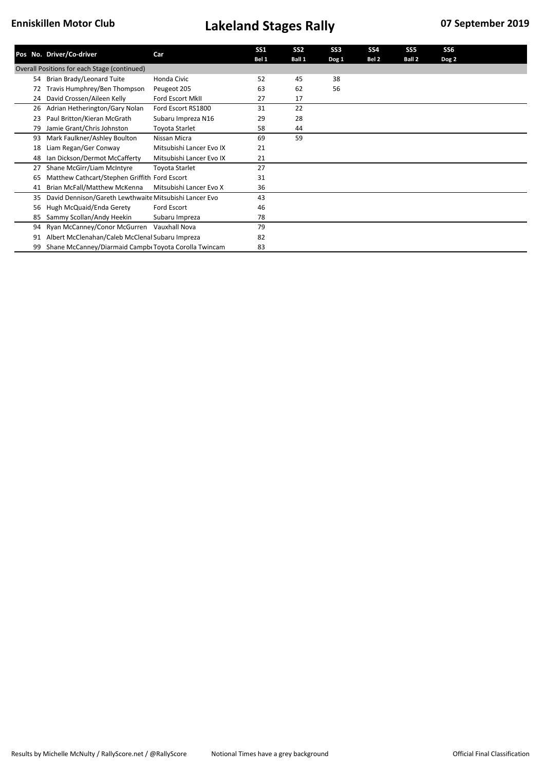# Enniskillen Motor Club — Lakeland Stages Rally — 07 September 2019

| Pos | No. | Driver/Co-driver | Car | SS1 Bel 1 | SS2 Ball 1 | SS3 Dog 1 | SS4 Bel 2 | SS5 Ball 2 | SS6 Dog 2 |
|---|---|---|---|---|---|---|---|---|---|
| Overall Positions for each Stage (continued) | | | | | | | | | |
| | 54 | Brian Brady/Leonard Tuite | Honda Civic | 52 | 45 | 38 | | | |
| | 72 | Travis Humphrey/Ben Thompson | Peugeot 205 | 63 | 62 | 56 | | | |
| | 24 | David Crossen/Aileen Kelly | Ford Escort MkII | 27 | 17 | | | | |
| | 26 | Adrian Hetherington/Gary Nolan | Ford Escort RS1800 | 31 | 22 | | | | |
| | 23 | Paul Britton/Kieran McGrath | Subaru Impreza N16 | 29 | 28 | | | | |
| | 79 | Jamie Grant/Chris Johnston | Toyota Starlet | 58 | 44 | | | | |
| | 93 | Mark Faulkner/Ashley Boulton | Nissan Micra | 69 | 59 | | | | |
| | 18 | Liam Regan/Ger Conway | Mitsubishi Lancer Evo IX | 21 | | | | | |
| | 48 | Ian Dickson/Dermot McCafferty | Mitsubishi Lancer Evo IX | 21 | | | | | |
| | 27 | Shane McGirr/Liam McIntyre | Toyota Starlet | 27 | | | | | |
| | 65 | Matthew Cathcart/Stephen Griffith | Ford Escort | 31 | | | | | |
| | 41 | Brian McFall/Matthew McKenna | Mitsubishi Lancer Evo X | 36 | | | | | |
| | 35 | David Dennison/Gareth Lewthwaite | Mitsubishi Lancer Evo | 43 | | | | | |
| | 56 | Hugh McQuaid/Enda Gerety | Ford Escort | 46 | | | | | |
| | 85 | Sammy Scollan/Andy Heekin | Subaru Impreza | 78 | | | | | |
| | 94 | Ryan McCanney/Conor McGurren | Vauxhall Nova | 79 | | | | | |
| | 91 | Albert McClenahan/Caleb McClenal | Subaru Impreza | 82 | | | | | |
| | 99 | Shane McCanney/Diarmaid Campb | Toyota Corolla Twincam | 83 | | | | | |

Results by Michelle McNulty / RallyScore.net / @RallyScore — Notional Times have a grey background — Official Final Classification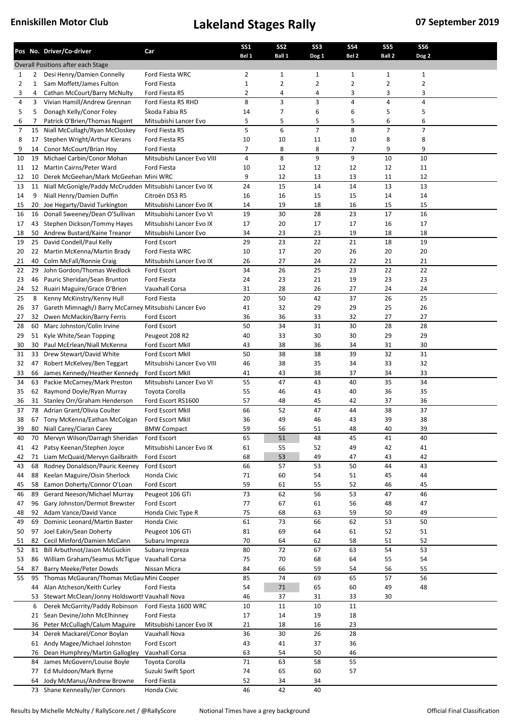**Enniskillen Motor Club**

# Lakeland Stages Rally

**07 September 2019**

| Pos | No. | Driver/Co-driver | Car | SS1 Bel 1 | SS2 Ball 1 | SS3 Dog 1 | SS4 Bel 2 | SS5 Ball 2 | SS6 Dog 2 |
|---|---|---|---|---|---|---|---|---|---|
| Overall Positions after each Stage | | | | | | | | | |
| 1 | 2 | Desi Henry/Damien Connelly | Ford Fiesta WRC | 2 | 1 | 1 | 1 | 1 | 1 |
| 2 | 1 | Sam Moffett/James Fulton | Ford Fiesta | 1 | 2 | 2 | 2 | 2 | 2 |
| 3 | 4 | Cathan McCourt/Barry McNulty | Ford Fiesta R5 | 2 | 4 | 4 | 3 | 3 | 3 |
| 4 | 3 | Vivian Hamill/Andrew Grennan | Ford Fiesta R5 RHD | 8 | 3 | 3 | 4 | 4 | 4 |
| 5 | 5 | Donagh Kelly/Conor Foley | Škoda Fabia R5 | 14 | 7 | 6 | 6 | 5 | 5 |
| 6 | 7 | Patrick O'Brien/Thomas Nugent | Mitsubishi Lancer Evo | 5 | 5 | 5 | 5 | 6 | 6 |
| 7 | 15 | Niall McCullagh/Ryan McCloskey | Ford Fiesta R5 | 5 | 6 | 7 | 8 | 7 | 7 |
| 8 | 17 | Stephen Wright/Arthur Kierans | Ford Fiesta R5 | 10 | 10 | 11 | 10 | 8 | 8 |
| 9 | 14 | Conor McCourt/Brian Hoy | Ford Fiesta | 7 | 8 | 8 | 7 | 9 | 9 |
| 10 | 19 | Michael Carbin/Conor Mohan | Mitsubishi Lancer Evo VIII | 4 | 8 | 9 | 9 | 10 | 10 |
| 11 | 12 | Martin Cairns/Peter Ward | Ford Fiesta | 10 | 12 | 12 | 12 | 12 | 11 |
| 12 | 10 | Derek McGeehan/Mark McGeehan | Mini WRC | 9 | 12 | 13 | 13 | 11 | 12 |
| 13 | 11 | Niall McGonigle/Paddy McCrudden | Mitsubishi Lancer Evo IX | 24 | 15 | 14 | 14 | 13 | 13 |
| 14 | 9 | Niall Henry/Damien Duffin | Citroën DS3 R5 | 16 | 16 | 15 | 15 | 14 | 14 |
| 15 | 20 | Joe Hegarty/David Turkington | Mitsubishi Lancer Evo IX | 14 | 19 | 18 | 16 | 15 | 15 |
| 16 | 16 | Donall Sweeney/Dean O'Sullivan | Mitsubishi Lancer Evo VI | 19 | 30 | 28 | 23 | 17 | 16 |
| 17 | 43 | Stephen Dickson/Tommy Hayes | Mitsubishi Lancer Evo IX | 17 | 20 | 17 | 17 | 16 | 17 |
| 18 | 50 | Andrew Bustard/Kaine Treanor | Mitsubishi Lancer Evo | 34 | 23 | 23 | 19 | 18 | 18 |
| 19 | 25 | David Condell/Paul Kelly | Ford Escort | 29 | 23 | 22 | 21 | 18 | 19 |
| 20 | 22 | Martin McKenna/Martin Brady | Ford Fiesta WRC | 10 | 17 | 20 | 26 | 20 | 20 |
| 21 | 40 | Colm McFall/Ronnie Craig | Mitsubishi Lancer Evo IX | 26 | 27 | 24 | 22 | 21 | 21 |
| 22 | 29 | John Gordon/Thomas Wedlock | Ford Escort | 34 | 26 | 25 | 23 | 22 | 22 |
| 23 | 46 | Pauric Sheridan/Sean Brunton | Ford Fiesta | 24 | 23 | 21 | 19 | 23 | 23 |
| 24 | 52 | Ruairi Maguire/Grace O'Brien | Vauxhall Corsa | 31 | 28 | 26 | 27 | 24 | 24 |
| 25 | 8 | Kenny McKinstry/Kenny Hull | Ford Fiesta | 20 | 50 | 42 | 37 | 26 | 25 |
| 26 | 37 | Gareth Mimnagh/J Barry McCarney | Mitsubishi Lancer Evo | 41 | 32 | 29 | 29 | 25 | 26 |
| 27 | 32 | Owen McMackin/Barry Ferris | Ford Escort | 36 | 36 | 33 | 32 | 27 | 27 |
| 28 | 60 | Marc Johnston/Colin Irvine | Ford Escort | 50 | 34 | 31 | 30 | 28 | 28 |
| 29 | 51 | Kyle White/Sean Topping | Peugeot 208 R2 | 40 | 33 | 30 | 30 | 29 | 29 |
| 30 | 30 | Paul McErlean/Niall McKenna | Ford Escort MkII | 43 | 38 | 36 | 34 | 31 | 30 |
| 31 | 33 | Drew Stewart/David White | Ford Escort MkII | 50 | 38 | 38 | 39 | 32 | 31 |
| 32 | 47 | Robert McKelvey/Ben Teggart | Mitsubishi Lancer Evo VIII | 46 | 38 | 35 | 34 | 33 | 32 |
| 33 | 66 | James Kennedy/Heather Kennedy | Ford Escort MkII | 41 | 43 | 38 | 37 | 34 | 33 |
| 34 | 63 | Packie McCartney/Mark Preston | Mitsubishi Lancer Evo VI | 55 | 47 | 43 | 40 | 35 | 34 |
| 35 | 62 | Raymond Doyle/Ryan Murray | Toyota Corolla | 55 | 46 | 43 | 40 | 36 | 35 |
| 36 | 31 | Stanley Orr/Graham Henderson | Ford Escort RS1600 | 57 | 48 | 45 | 42 | 37 | 36 |
| 37 | 78 | Adrian Grant/Olivia Coulter | Ford Escort MkII | 66 | 52 | 47 | 44 | 38 | 37 |
| 38 | 67 | Tony McKenna/Eathan McColgan | Ford Escort MkII | 36 | 49 | 46 | 43 | 39 | 38 |
| 39 | 80 | Niall Carey/Ciaran Carey | BMW Compact | 59 | 56 | 51 | 48 | 40 | 39 |
| 40 | 70 | Mervyn Wilson/Darragh Sheridan | Ford Escort | 65 | 51 | 48 | 45 | 41 | 40 |
| 41 | 42 | Patsy Keenan/Stephen Joyce | Mitsubishi Lancer Evo IX | 61 | 55 | 52 | 49 | 42 | 41 |
| 42 | 71 | Liam McQuaid/Mervyn Gailbraith | Ford Escort | 68 | 53 | 49 | 47 | 43 | 42 |
| 43 | 68 | Rodney Donaldson/Pauric Keeney | Ford Escort | 66 | 57 | 53 | 50 | 44 | 43 |
| 44 | 88 | Keelan Maguire/Oisin Sherlock | Honda Civic | 71 | 60 | 54 | 51 | 45 | 44 |
| 45 | 58 | Eamon Doherty/Connor O'Loan | Ford Escort | 59 | 61 | 55 | 52 | 46 | 45 |
| 46 | 89 | Gerard Neeson/Michael Murray | Peugeot 106 GTi | 73 | 62 | 56 | 53 | 47 | 46 |
| 47 | 96 | Gary Johnston/Dermot Brewster | Ford Escort | 77 | 67 | 61 | 56 | 48 | 47 |
| 48 | 92 | Adam Vance/David Vance | Honda Civic Type R | 75 | 68 | 63 | 59 | 50 | 49 |
| 49 | 69 | Dominic Leonard/Martin Baxter | Honda Civic | 61 | 73 | 66 | 62 | 53 | 50 |
| 50 | 97 | Joel Eakin/Sean Doherty | Peugeot 106 GTi | 81 | 69 | 64 | 61 | 52 | 51 |
| 51 | 82 | Cecil Minford/Damien McCann | Subaru Impreza | 70 | 64 | 62 | 58 | 51 | 52 |
| 52 | 81 | Bill Arbuthnot/Jason McGuckin | Subaru Impreza | 80 | 72 | 67 | 63 | 54 | 53 |
| 53 | 86 | William Graham/Seamus McTigue | Vauxhall Corsa | 75 | 70 | 68 | 64 | 55 | 54 |
| 54 | 87 | Barry Meeke/Peter Dowds | Nissan Micra | 84 | 66 | 59 | 54 | 56 | 55 |
| 55 | 95 | Thomas McGauran/Thomas McGau | Mini Cooper | 85 | 74 | 69 | 65 | 57 | 56 |
| | 44 | Alan Atcheson/Keith Curley | Ford Fiesta | 54 | 71 | 65 | 60 | 49 | 48 |
| | 53 | Stewart McClean/Jonny Holdsworth | Vauxhall Nova | 46 | 37 | 31 | 33 | 30 | |
| | 6 | Derek McGarrity/Paddy Robinson | Ford Fiesta 1600 WRC | 10 | 11 | 10 | 11 | | |
| | 21 | Sean Devine/John McElhinney | Ford Fiesta | 17 | 14 | 19 | 18 | | |
| | 36 | Peter McCullagh/Calum Maguire | Mitsubishi Lancer Evo IX | 21 | 18 | 16 | 23 | | |
| | 34 | Derek Mackarel/Conor Boylan | Vauxhall Nova | 36 | 30 | 26 | 28 | | |
| | 61 | Andy Magee/Michael Johnston | Ford Escort | 43 | 41 | 37 | 36 | | |
| | 76 | Dean Humphrey/Martin Gallogley | Vauxhall Corsa | 63 | 54 | 50 | 46 | | |
| | 84 | James McGovern/Louise Boyle | Toyota Corolla | 71 | 63 | 58 | 55 | | |
| | 77 | Ed Muldoon/Mark Byrne | Suzuki Swift Sport | 74 | 65 | 60 | 57 | | |
| | 64 | Jody McManus/Andrew Browne | Ford Fiesta | 52 | 34 | 34 | | | |
| | 73 | Shane Kenneally/Jer Connors | Honda Civic | 46 | 42 | 40 | | | |

Results by Michelle McNulty / RallyScore.net / @RallyScore — Notional Times have a grey background — Official Final Classification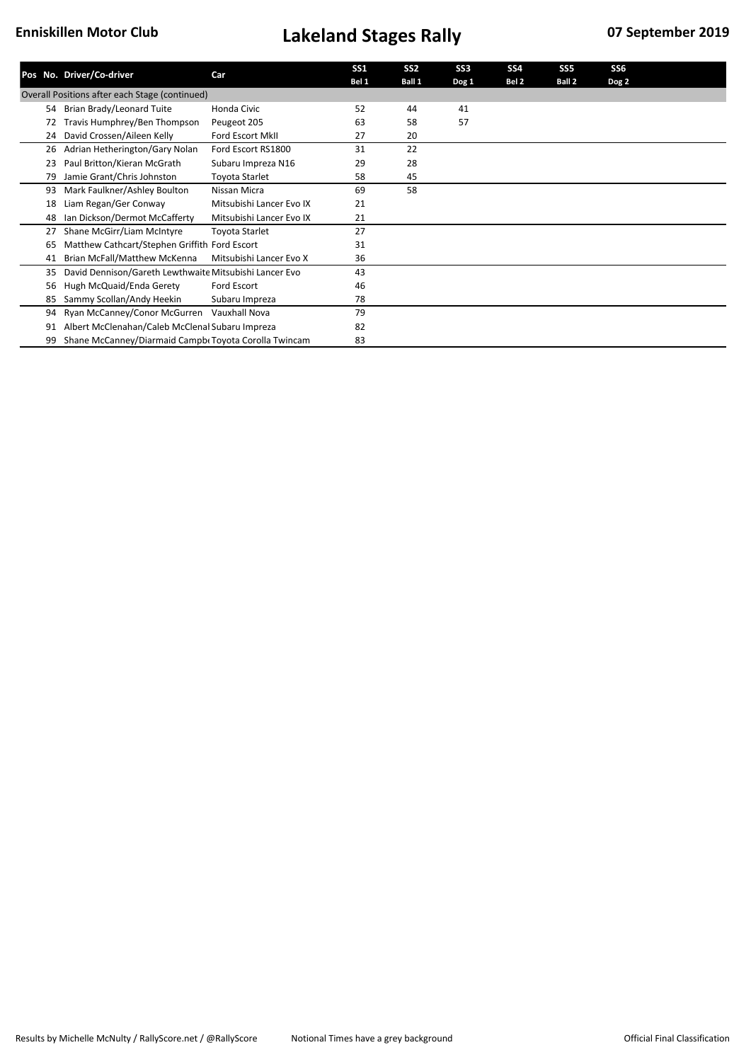# Enniskillen Motor Club — Lakeland Stages Rally — 07 September 2019

| Pos | No. | Driver/Co-driver | Car | SS1 Bel 1 | SS2 Ball 1 | SS3 Dog 1 | SS4 Bel 2 | SS5 Ball 2 | SS6 Dog 2 |
|---|---|---|---|---|---|---|---|---|---|
| Overall Positions after each Stage (continued) | | | | | | | | | |
| | 54 | Brian Brady/Leonard Tuite | Honda Civic | 52 | 44 | 41 | | | |
| | 72 | Travis Humphrey/Ben Thompson | Peugeot 205 | 63 | 58 | 57 | | | |
| | 24 | David Crossen/Aileen Kelly | Ford Escort MkII | 27 | 20 | | | | |
| | 26 | Adrian Hetherington/Gary Nolan | Ford Escort RS1800 | 31 | 22 | | | | |
| | 23 | Paul Britton/Kieran McGrath | Subaru Impreza N16 | 29 | 28 | | | | |
| | 79 | Jamie Grant/Chris Johnston | Toyota Starlet | 58 | 45 | | | | |
| | 93 | Mark Faulkner/Ashley Boulton | Nissan Micra | 69 | 58 | | | | |
| | 18 | Liam Regan/Ger Conway | Mitsubishi Lancer Evo IX | 21 | | | | | |
| | 48 | Ian Dickson/Dermot McCafferty | Mitsubishi Lancer Evo IX | 21 | | | | | |
| | 27 | Shane McGirr/Liam McIntyre | Toyota Starlet | 27 | | | | | |
| | 65 | Matthew Cathcart/Stephen Griffith | Ford Escort | 31 | | | | | |
| | 41 | Brian McFall/Matthew McKenna | Mitsubishi Lancer Evo X | 36 | | | | | |
| | 35 | David Dennison/Gareth Lewthwaite | Mitsubishi Lancer Evo | 43 | | | | | |
| | 56 | Hugh McQuaid/Enda Gerety | Ford Escort | 46 | | | | | |
| | 85 | Sammy Scollan/Andy Heekin | Subaru Impreza | 78 | | | | | |
| | 94 | Ryan McCanney/Conor McGurren | Vauxhall Nova | 79 | | | | | |
| | 91 | Albert McClenahan/Caleb McClenal | Subaru Impreza | 82 | | | | | |
| | 99 | Shane McCanney/Diarmaid Campb | Toyota Corolla Twincam | 83 | | | | | |

Results by Michelle McNulty / RallyScore.net / @RallyScore — Notional Times have a grey background — Official Final Classification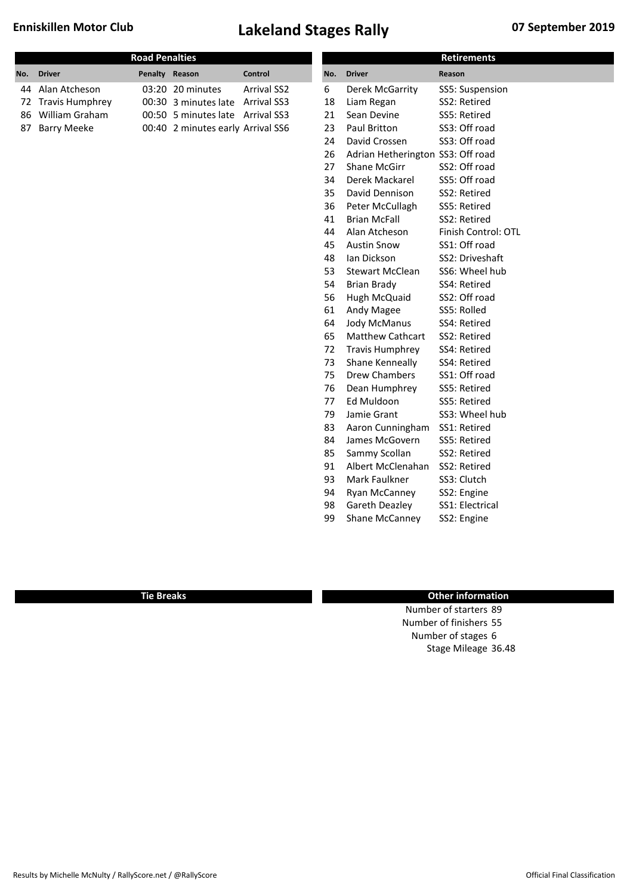# Lakeland Stages Rally

Enniskillen Motor Club

07 September 2019

## Road Penalties

| No. | Driver | Penalty | Reason | Control |
|---|---|---|---|---|
| 44 | Alan Atcheson | 03:20 | 20 minutes | Arrival SS2 |
| 72 | Travis Humphrey | 00:30 | 3 minutes late | Arrival SS3 |
| 86 | William Graham | 00:50 | 5 minutes late | Arrival SS3 |
| 87 | Barry Meeke | 00:40 | 2 minutes early | Arrival SS6 |

## Retirements

| No. | Driver | Reason |
|---|---|---|
| 6 | Derek McGarrity | SS5: Suspension |
| 18 | Liam Regan | SS2: Retired |
| 21 | Sean Devine | SS5: Retired |
| 23 | Paul Britton | SS3: Off road |
| 24 | David Crossen | SS3: Off road |
| 26 | Adrian Hetherington | SS3: Off road |
| 27 | Shane McGirr | SS2: Off road |
| 34 | Derek Mackarel | SS5: Off road |
| 35 | David Dennison | SS2: Retired |
| 36 | Peter McCullagh | SS5: Retired |
| 41 | Brian McFall | SS2: Retired |
| 44 | Alan Atcheson | Finish Control: OTL |
| 45 | Austin Snow | SS1: Off road |
| 48 | Ian Dickson | SS2: Driveshaft |
| 53 | Stewart McClean | SS6: Wheel hub |
| 54 | Brian Brady | SS4: Retired |
| 56 | Hugh McQuaid | SS2: Off road |
| 61 | Andy Magee | SS5: Rolled |
| 64 | Jody McManus | SS4: Retired |
| 65 | Matthew Cathcart | SS2: Retired |
| 72 | Travis Humphrey | SS4: Retired |
| 73 | Shane Kenneally | SS4: Retired |
| 75 | Drew Chambers | SS1: Off road |
| 76 | Dean Humphrey | SS5: Retired |
| 77 | Ed Muldoon | SS5: Retired |
| 79 | Jamie Grant | SS3: Wheel hub |
| 83 | Aaron Cunningham | SS1: Retired |
| 84 | James McGovern | SS5: Retired |
| 85 | Sammy Scollan | SS2: Retired |
| 91 | Albert McClenahan | SS2: Retired |
| 93 | Mark Faulkner | SS3: Clutch |
| 94 | Ryan McCanney | SS2: Engine |
| 98 | Gareth Deazley | SS1: Electrical |
| 99 | Shane McCanney | SS2: Engine |

## Tie Breaks

## Other information

| | |
|---|---|
| Number of starters | 89 |
| Number of finishers | 55 |
| Number of stages | 6 |
| Stage Mileage | 36.48 |

Results by Michelle McNulty / RallyScore.net / @RallyScore

Official Final Classification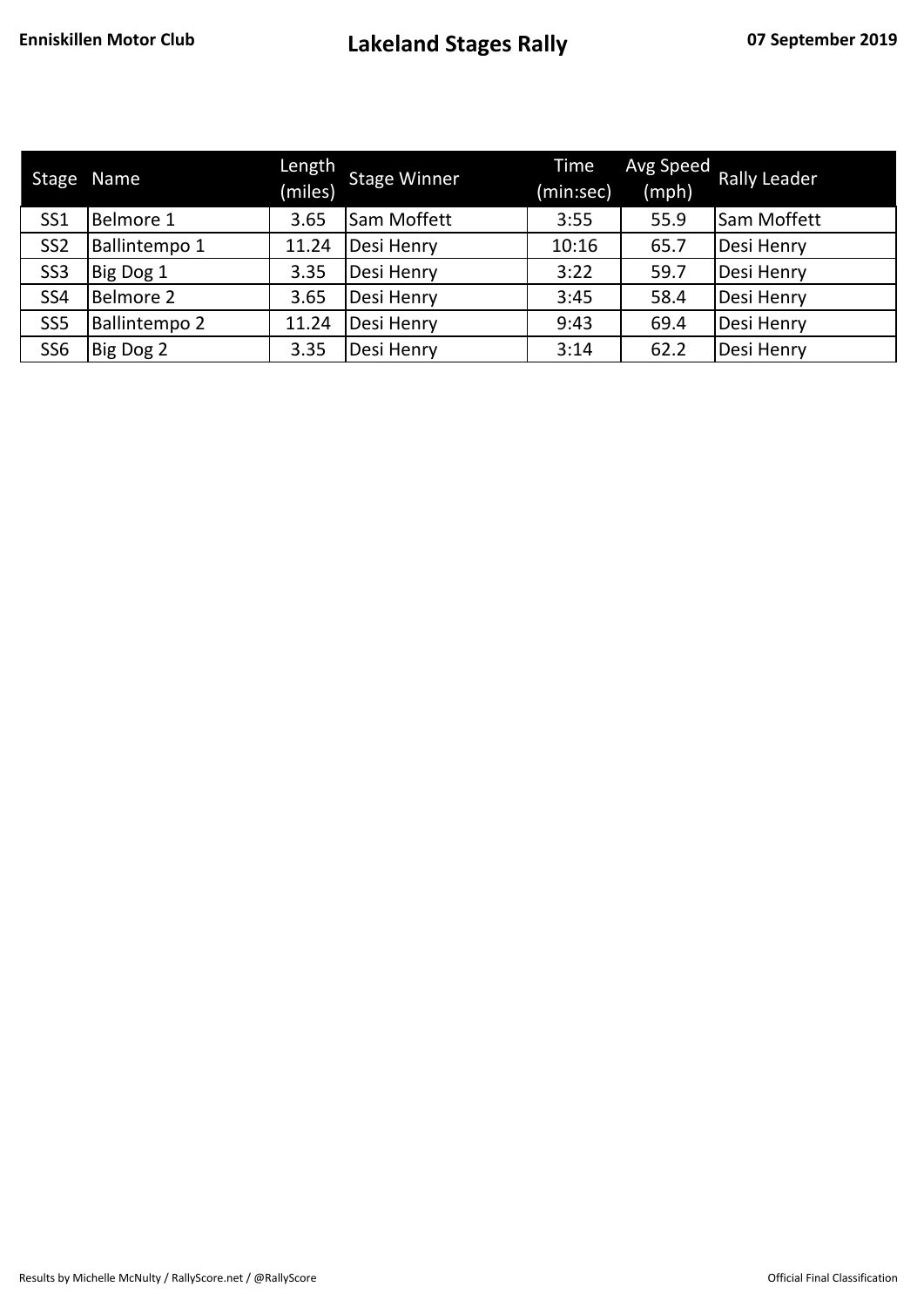**Enniskillen Motor Club** | **Lakeland Stages Rally** | **07 September 2019**

| Stage | Name | Length (miles) | Stage Winner | Time (min:sec) | Avg Speed (mph) | Rally Leader |
|---|---|---|---|---|---|---|
| SS1 | Belmore 1 | 3.65 | Sam Moffett | 3:55 | 55.9 | Sam Moffett |
| SS2 | Ballintempo 1 | 11.24 | Desi Henry | 10:16 | 65.7 | Desi Henry |
| SS3 | Big Dog 1 | 3.35 | Desi Henry | 3:22 | 59.7 | Desi Henry |
| SS4 | Belmore 2 | 3.65 | Desi Henry | 3:45 | 58.4 | Desi Henry |
| SS5 | Ballintempo 2 | 11.24 | Desi Henry | 9:43 | 69.4 | Desi Henry |
| SS6 | Big Dog 2 | 3.35 | Desi Henry | 3:14 | 62.2 | Desi Henry |

Results by Michelle McNulty / RallyScore.net / @RallyScore

Official Final Classification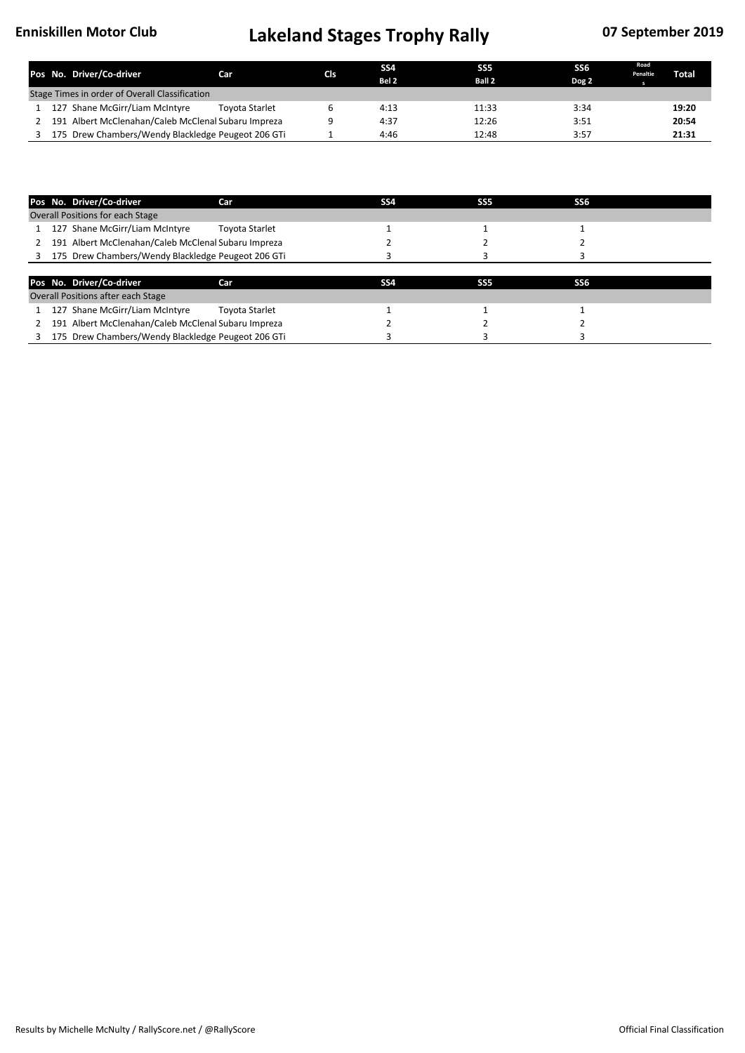# Enniskillen Motor Club — Lakeland Stages Trophy Rally — 07 September 2019

| Pos | No. | Driver/Co-driver | Car | Cls | SS4 Bel 2 | SS5 Ball 2 | SS6 Dog 2 | Road Penalties | Total |
|---|---|---|---|---|---|---|---|---|---|
| Stage Times in order of Overall Classification | | | | | | | | | |
| 1 | 127 | Shane McGirr/Liam McIntyre | Toyota Starlet | 6 | 4:13 | 11:33 | 3:34 | | **19:20** |
| 2 | 191 | Albert McClenahan/Caleb McClenal | Subaru Impreza | 9 | 4:37 | 12:26 | 3:51 | | **20:54** |
| 3 | 175 | Drew Chambers/Wendy Blackledge | Peugeot 206 GTi | 1 | 4:46 | 12:48 | 3:57 | | **21:31** |

| Pos | No. | Driver/Co-driver | Car | SS4 | SS5 | SS6 |
|---|---|---|---|---|---|---|
| Overall Positions for each Stage | | | | | | |
| 1 | 127 | Shane McGirr/Liam McIntyre | Toyota Starlet | 1 | 1 | 1 |
| 2 | 191 | Albert McClenahan/Caleb McClenal | Subaru Impreza | 2 | 2 | 2 |
| 3 | 175 | Drew Chambers/Wendy Blackledge | Peugeot 206 GTi | 3 | 3 | 3 |

| Pos | No. | Driver/Co-driver | Car | SS4 | SS5 | SS6 |
|---|---|---|---|---|---|---|
| Overall Positions after each Stage | | | | | | |
| 1 | 127 | Shane McGirr/Liam McIntyre | Toyota Starlet | 1 | 1 | 1 |
| 2 | 191 | Albert McClenahan/Caleb McClenal | Subaru Impreza | 2 | 2 | 2 |
| 3 | 175 | Drew Chambers/Wendy Blackledge | Peugeot 206 GTi | 3 | 3 | 3 |

Results by Michelle McNulty / RallyScore.net / @RallyScore

Official Final Classification